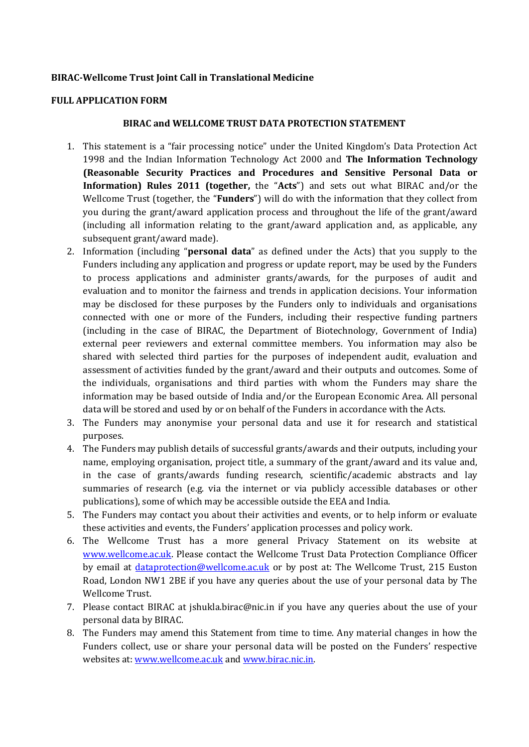**BIRAC-Wellcome Trust Joint Call in Translational Medicine**

**FULL APPLICATION FORM**

**BIRAC and WELLCOME TRUST DATA PROTECTION STATEMENT**

1. This statement is a "fair processing notice" under the United Kingdom's Data Protection Act 1998 and the Indian Information Technology Act 2000 and **The Information Technology (Reasonable Security Practices and Procedures and Sensitive Personal Data or Information) Rules 2011 (together,** the "**Acts**") and sets out what BIRAC and/or the Wellcome Trust (together, the "**Funders**") will do with the information that they collect from you during the grant/award application process and throughout the life of the grant/award (including all information relating to the grant/award application and, as applicable, any subsequent grant/award made).
2. Information (including "**personal data**" as defined under the Acts) that you supply to the Funders including any application and progress or update report, may be used by the Funders to process applications and administer grants/awards, for the purposes of audit and evaluation and to monitor the fairness and trends in application decisions. Your information may be disclosed for these purposes by the Funders only to individuals and organisations connected with one or more of the Funders, including their respective funding partners (including in the case of BIRAC, the Department of Biotechnology, Government of India) external peer reviewers and external committee members. You information may also be shared with selected third parties for the purposes of independent audit, evaluation and assessment of activities funded by the grant/award and their outputs and outcomes. Some of the individuals, organisations and third parties with whom the Funders may share the information may be based outside of India and/or the European Economic Area. All personal data will be stored and used by or on behalf of the Funders in accordance with the Acts.
3. The Funders may anonymise your personal data and use it for research and statistical purposes.
4. The Funders may publish details of successful grants/awards and their outputs, including your name, employing organisation, project title, a summary of the grant/award and its value and, in the case of grants/awards funding research, scientific/academic abstracts and lay summaries of research (e.g. via the internet or via publicly accessible databases or other publications), some of which may be accessible outside the EEA and India.
5. The Funders may contact you about their activities and events, or to help inform or evaluate these activities and events, the Funders' application processes and policy work.
6. The Wellcome Trust has a more general Privacy Statement on its website at [www.wellcome.ac.uk](www.wellcome.ac.uk). Please contact the Wellcome Trust Data Protection Compliance Officer by email at [dataprotection@wellcome.ac.uk](mailto:dataprotection@wellcome.ac.uk) or by post at: The Wellcome Trust, 215 Euston Road, London NW1 2BE if you have any queries about the use of your personal data by The Wellcome Trust.
7. Please contact BIRAC at jshukla.birac@nic.in if you have any queries about the use of your personal data by BIRAC.
8. The Funders may amend this Statement from time to time. Any material changes in how the Funders collect, use or share your personal data will be posted on the Funders' respective websites at: [www.wellcome.ac.uk](www.wellcome.ac.uk) and [www.birac.nic.in](www.birac.nic.in).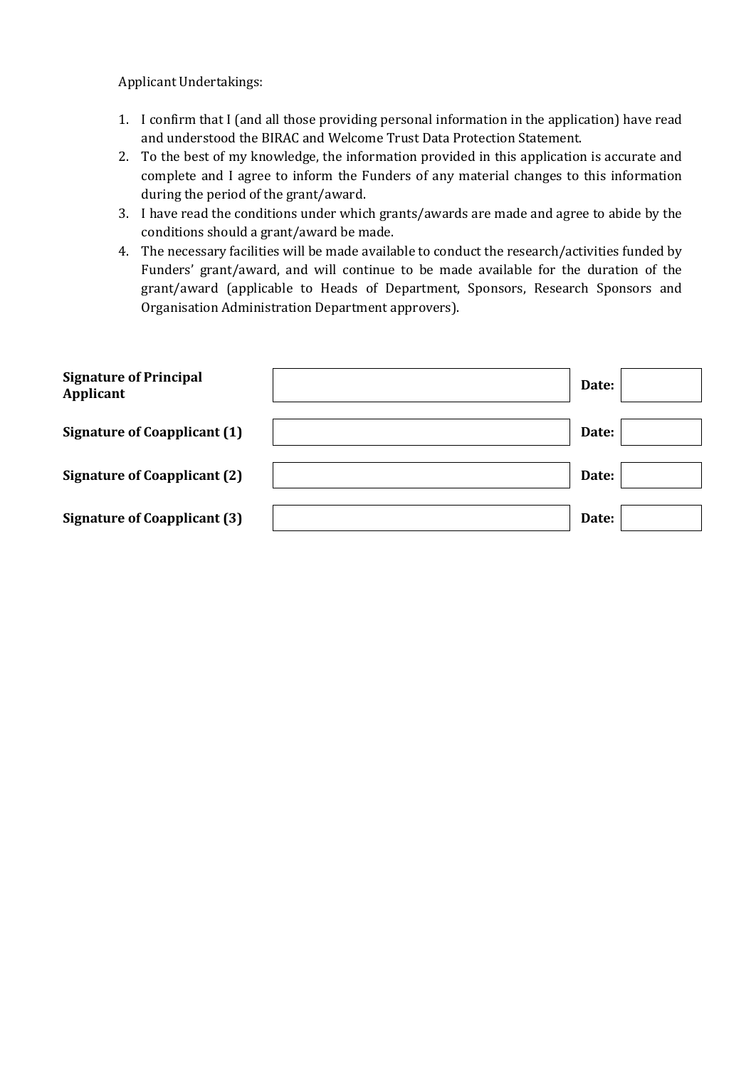Applicant Undertakings:

1. I confirm that I (and all those providing personal information in the application) have read and understood the BIRAC and Welcome Trust Data Protection Statement.
2. To the best of my knowledge, the information provided in this application is accurate and complete and I agree to inform the Funders of any material changes to this information during the period of the grant/award.
3. I have read the conditions under which grants/awards are made and agree to abide by the conditions should a grant/award be made.
4. The necessary facilities will be made available to conduct the research/activities funded by Funders' grant/award, and will continue to be made available for the duration of the grant/award (applicable to Heads of Department, Sponsors, Research Sponsors and Organisation Administration Department approvers).

| | | | |
|---|---|---|---|
| **Signature of Principal Applicant** | | **Date:** | |
| **Signature of Coapplicant (1)** | | **Date:** | |
| **Signature of Coapplicant (2)** | | **Date:** | |
| **Signature of Coapplicant (3)** | | **Date:** | |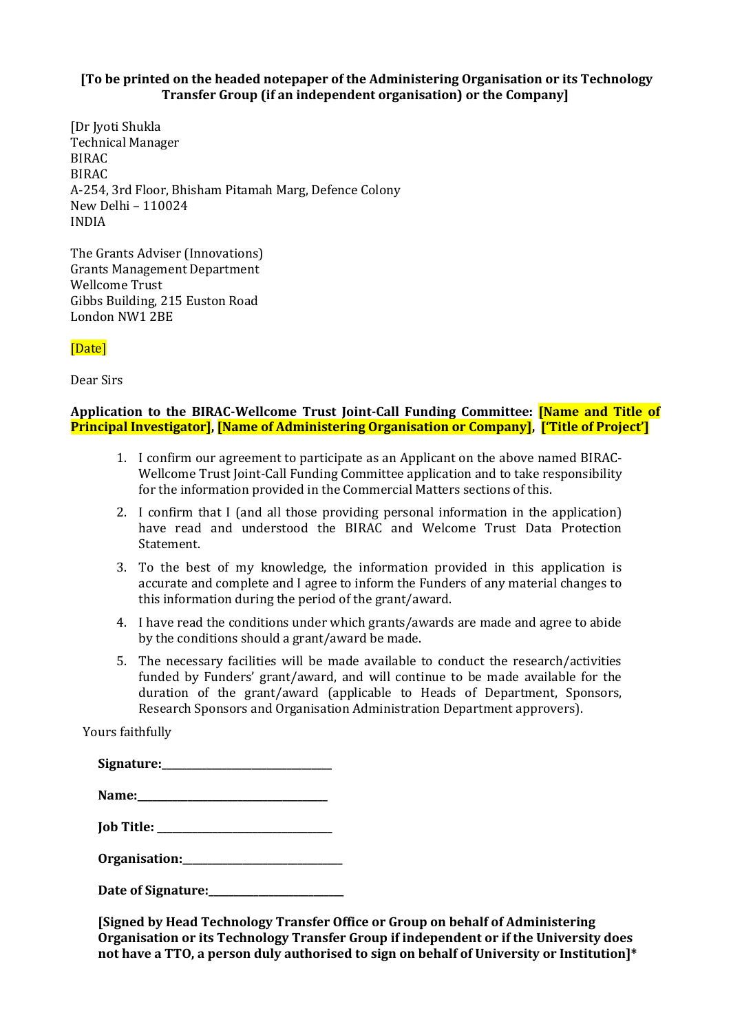**[To be printed on the headed notepaper of the Administering Organisation or its Technology Transfer Group (if an independent organisation) or the Company]**

[Dr Jyoti Shukla
Technical Manager
BIRAC
BIRAC
A-254, 3rd Floor, Bhisham Pitamah Marg, Defence Colony
New Delhi – 110024
INDIA

The Grants Adviser (Innovations)
Grants Management Department
Wellcome Trust
Gibbs Building, 215 Euston Road
London NW1 2BE

[Date]

Dear Sirs

**Application to the BIRAC-Wellcome Trust Joint-Call Funding Committee: [Name and Title of Principal Investigator], [Name of Administering Organisation or Company], ['Title of Project']**

1. I confirm our agreement to participate as an Applicant on the above named BIRAC-Wellcome Trust Joint-Call Funding Committee application and to take responsibility for the information provided in the Commercial Matters sections of this.
2. I confirm that I (and all those providing personal information in the application) have read and understood the BIRAC and Welcome Trust Data Protection Statement.
3. To the best of my knowledge, the information provided in this application is accurate and complete and I agree to inform the Funders of any material changes to this information during the period of the grant/award.
4. I have read the conditions under which grants/awards are made and agree to abide by the conditions should a grant/award be made.
5. The necessary facilities will be made available to conduct the research/activities funded by Funders' grant/award, and will continue to be made available for the duration of the grant/award (applicable to Heads of Department, Sponsors, Research Sponsors and Organisation Administration Department approvers).

Yours faithfully

**Signature:**_______________________________

**Name:**_________________________________

**Job Title:** _______________________________

**Organisation:**____________________________

**Date of Signature:**________________________

**[Signed by Head Technology Transfer Office or Group on behalf of Administering Organisation or its Technology Transfer Group if independent or if the University does not have a TTO, a person duly authorised to sign on behalf of University or Institution]***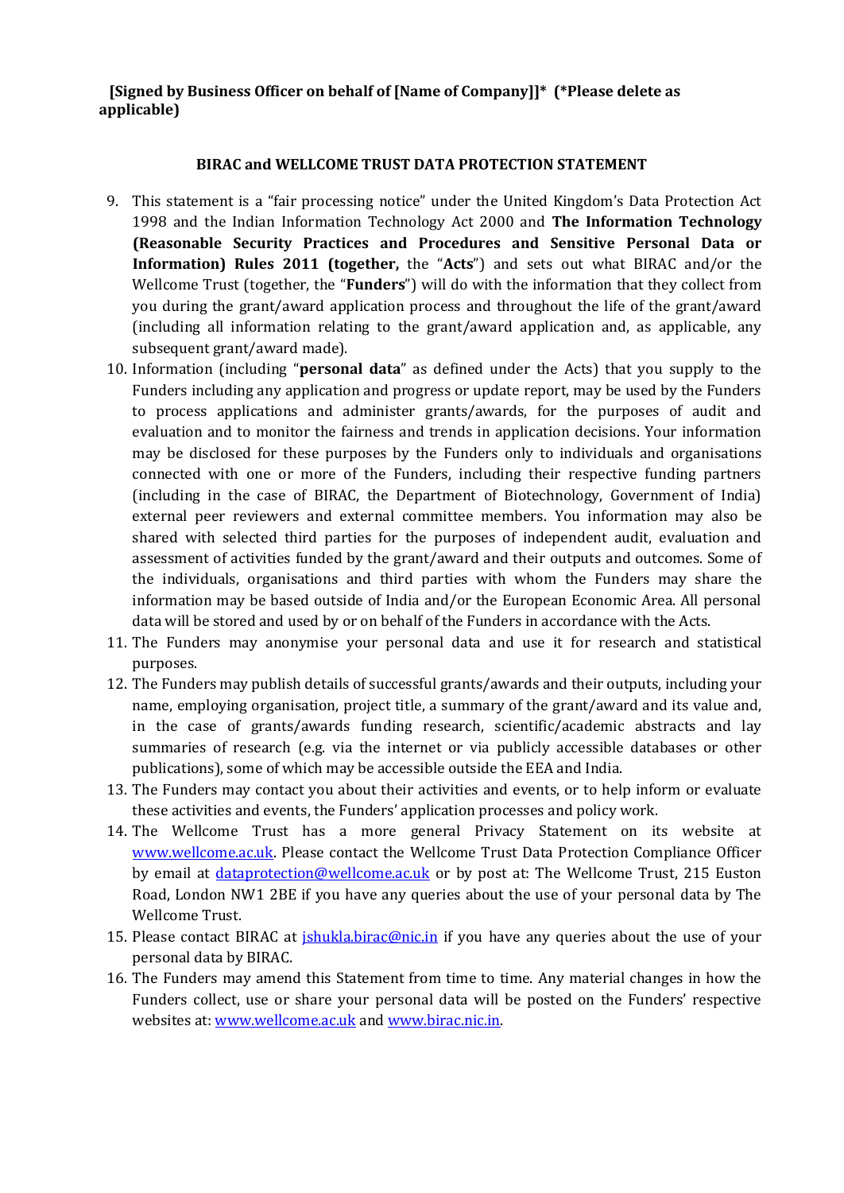**[Signed by Business Officer on behalf of [Name of Company]]* (*Please delete as applicable)**

**BIRAC and WELLCOME TRUST DATA PROTECTION STATEMENT**

9. This statement is a "fair processing notice" under the United Kingdom's Data Protection Act 1998 and the Indian Information Technology Act 2000 and **The Information Technology (Reasonable Security Practices and Procedures and Sensitive Personal Data or Information) Rules 2011 (together,** the "**Acts**") and sets out what BIRAC and/or the Wellcome Trust (together, the "**Funders**") will do with the information that they collect from you during the grant/award application process and throughout the life of the grant/award (including all information relating to the grant/award application and, as applicable, any subsequent grant/award made).
10. Information (including "**personal data**" as defined under the Acts) that you supply to the Funders including any application and progress or update report, may be used by the Funders to process applications and administer grants/awards, for the purposes of audit and evaluation and to monitor the fairness and trends in application decisions. Your information may be disclosed for these purposes by the Funders only to individuals and organisations connected with one or more of the Funders, including their respective funding partners (including in the case of BIRAC, the Department of Biotechnology, Government of India) external peer reviewers and external committee members. You information may also be shared with selected third parties for the purposes of independent audit, evaluation and assessment of activities funded by the grant/award and their outputs and outcomes. Some of the individuals, organisations and third parties with whom the Funders may share the information may be based outside of India and/or the European Economic Area. All personal data will be stored and used by or on behalf of the Funders in accordance with the Acts.
11. The Funders may anonymise your personal data and use it for research and statistical purposes.
12. The Funders may publish details of successful grants/awards and their outputs, including your name, employing organisation, project title, a summary of the grant/award and its value and, in the case of grants/awards funding research, scientific/academic abstracts and lay summaries of research (e.g. via the internet or via publicly accessible databases or other publications), some of which may be accessible outside the EEA and India.
13. The Funders may contact you about their activities and events, or to help inform or evaluate these activities and events, the Funders' application processes and policy work.
14. The Wellcome Trust has a more general Privacy Statement on its website at [www.wellcome.ac.uk](http://www.wellcome.ac.uk). Please contact the Wellcome Trust Data Protection Compliance Officer by email at [dataprotection@wellcome.ac.uk](mailto:dataprotection@wellcome.ac.uk) or by post at: The Wellcome Trust, 215 Euston Road, London NW1 2BE if you have any queries about the use of your personal data by The Wellcome Trust.
15. Please contact BIRAC at [jshukla.birac@nic.in](mailto:jshukla.birac@nic.in) if you have any queries about the use of your personal data by BIRAC.
16. The Funders may amend this Statement from time to time. Any material changes in how the Funders collect, use or share your personal data will be posted on the Funders' respective websites at: [www.wellcome.ac.uk](http://www.wellcome.ac.uk) and [www.birac.nic.in](http://www.birac.nic.in).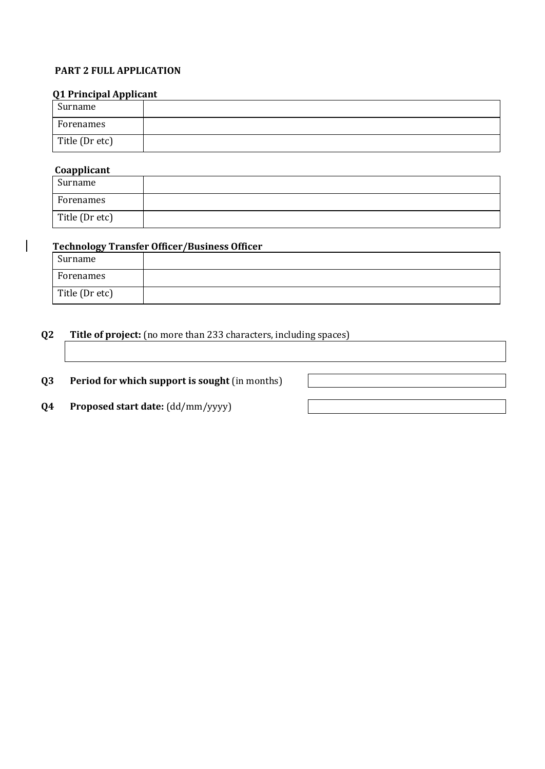**PART 2 FULL APPLICATION**

**Q1 Principal Applicant**

| Surname | |
|---|---|
| Forenames | |
| Title (Dr etc) | |

**Coapplicant**

| Surname | |
|---|---|
| Forenames | |
| Title (Dr etc) | |

**Technology Transfer Officer/Business Officer**

| Surname | |
|---|---|
| Forenames | |
| Title (Dr etc) | |

**Q2 Title of project:** (no more than 233 characters, including spaces)

| |
|---|
| |

**Q3 Period for which support is sought** (in months)

**Q4 Proposed start date:** (dd/mm/yyyy)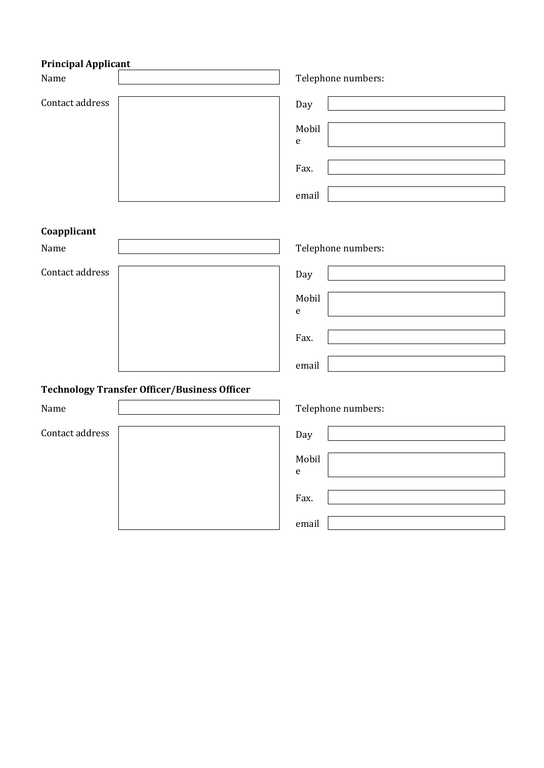**Principal Applicant**

| | | | |
|---|---|---|---|
| Name | | Telephone numbers: | |
| Contact address | | Day | |
| | | Mobile | |
| | | Fax. | |
| | | email | |

**Coapplicant**

| | | | |
|---|---|---|---|
| Name | | Telephone numbers: | |
| Contact address | | Day | |
| | | Mobile | |
| | | Fax. | |
| | | email | |

**Technology Transfer Officer/Business Officer**

| | | | |
|---|---|---|---|
| Name | | Telephone numbers: | |
| Contact address | | Day | |
| | | Mobile | |
| | | Fax. | |
| | | email | |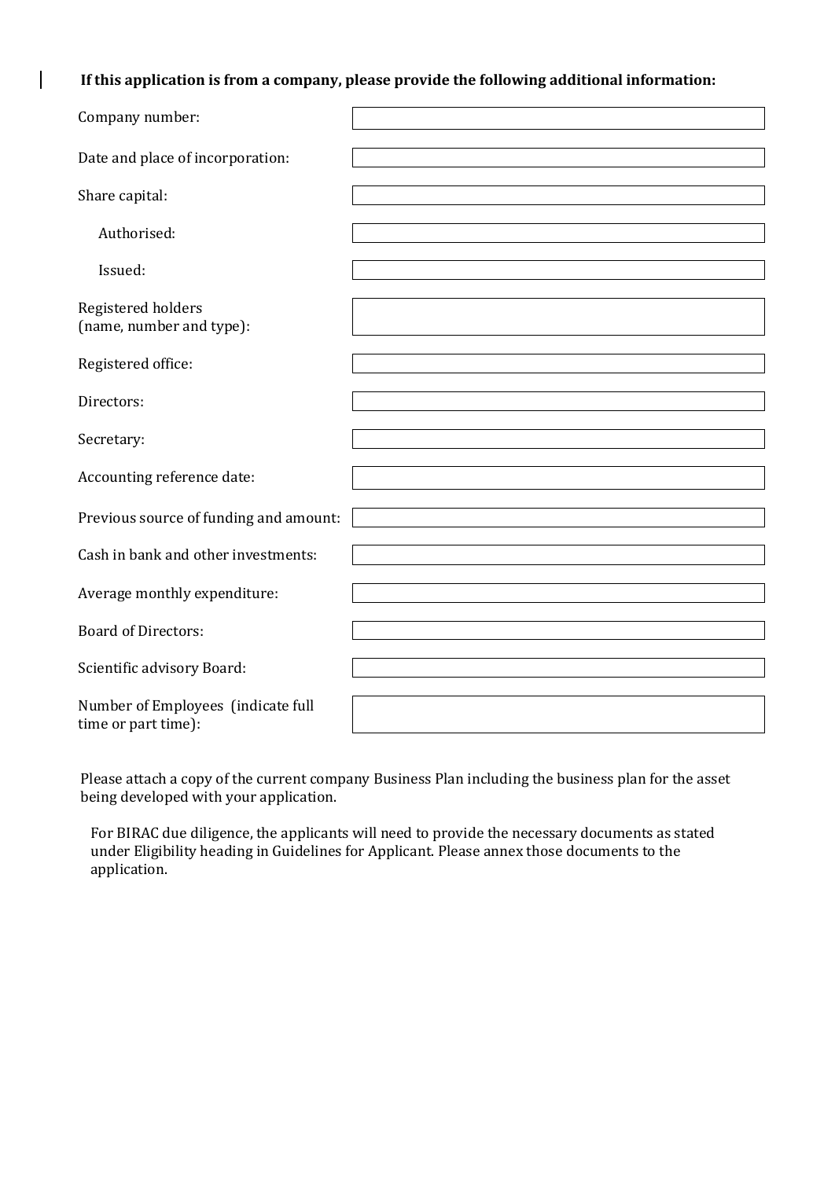**If this application is from a company, please provide the following additional information:**

| | |
|---|---|
| Company number: | |
| Date and place of incorporation: | |
| Share capital: | |
| Authorised: | |
| Issued: | |
| Registered holders (name, number and type): | |
| Registered office: | |
| Directors: | |
| Secretary: | |
| Accounting reference date: | |
| Previous source of funding and amount: | |
| Cash in bank and other investments: | |
| Average monthly expenditure: | |
| Board of Directors: | |
| Scientific advisory Board: | |
| Number of Employees (indicate full time or part time): | |

Please attach a copy of the current company Business Plan including the business plan for the asset being developed with your application.

For BIRAC due diligence, the applicants will need to provide the necessary documents as stated under Eligibility heading in Guidelines for Applicant. Please annex those documents to the application.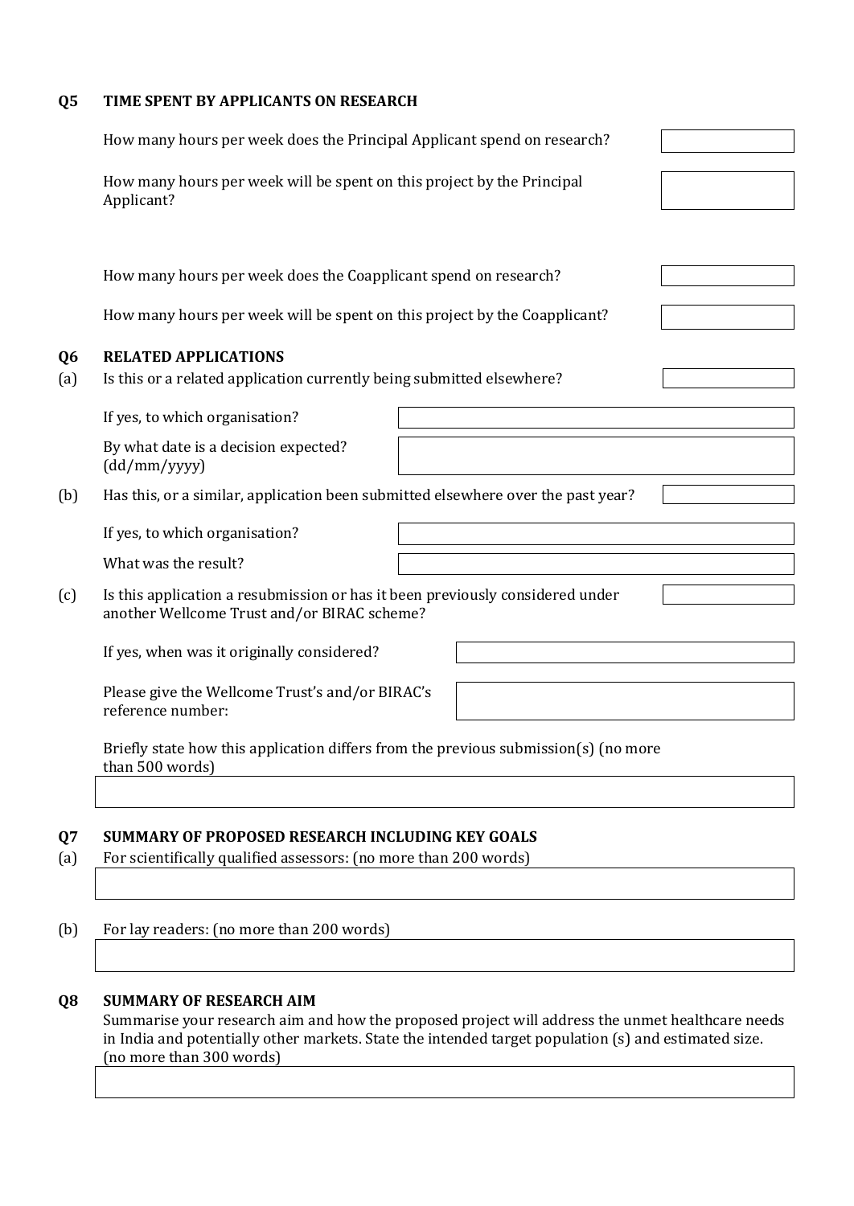**Q5 TIME SPENT BY APPLICANTS ON RESEARCH**

How many hours per week does the Principal Applicant spend on research?

How many hours per week will be spent on this project by the Principal Applicant?

How many hours per week does the Coapplicant spend on research?

How many hours per week will be spent on this project by the Coapplicant?

**Q6 RELATED APPLICATIONS**

(a) Is this or a related application currently being submitted elsewhere?

If yes, to which organisation?

By what date is a decision expected? (dd/mm/yyyy)

(b) Has this, or a similar, application been submitted elsewhere over the past year?

If yes, to which organisation?

What was the result?

(c) Is this application a resubmission or has it been previously considered under another Wellcome Trust and/or BIRAC scheme?

If yes, when was it originally considered?

Please give the Wellcome Trust's and/or BIRAC's reference number:

Briefly state how this application differs from the previous submission(s) (no more than 500 words)

**Q7 SUMMARY OF PROPOSED RESEARCH INCLUDING KEY GOALS**

(a) For scientifically qualified assessors: (no more than 200 words)

(b) For lay readers: (no more than 200 words)

**Q8 SUMMARY OF RESEARCH AIM**

Summarise your research aim and how the proposed project will address the unmet healthcare needs in India and potentially other markets. State the intended target population (s) and estimated size. (no more than 300 words)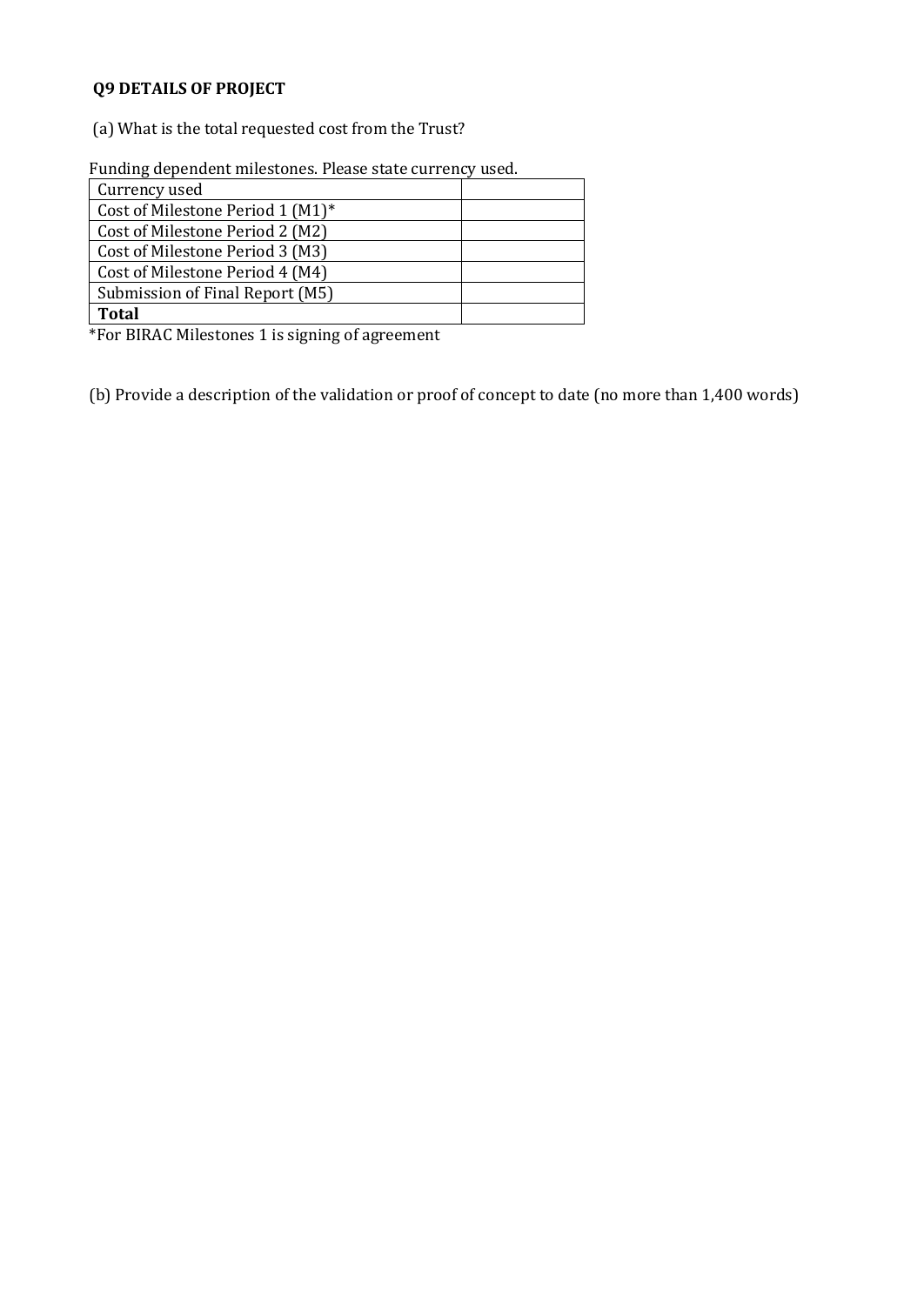### Q9 DETAILS OF PROJECT

(a) What is the total requested cost from the Trust?

Funding dependent milestones. Please state currency used.

| Currency used | |
|---|---|
| Cost of Milestone Period 1 (M1)* | |
| Cost of Milestone Period 2 (M2) | |
| Cost of Milestone Period 3 (M3) | |
| Cost of Milestone Period 4 (M4) | |
| Submission of Final Report (M5) | |
| **Total** | |

*For BIRAC Milestones 1 is signing of agreement

(b) Provide a description of the validation or proof of concept to date (no more than 1,400 words)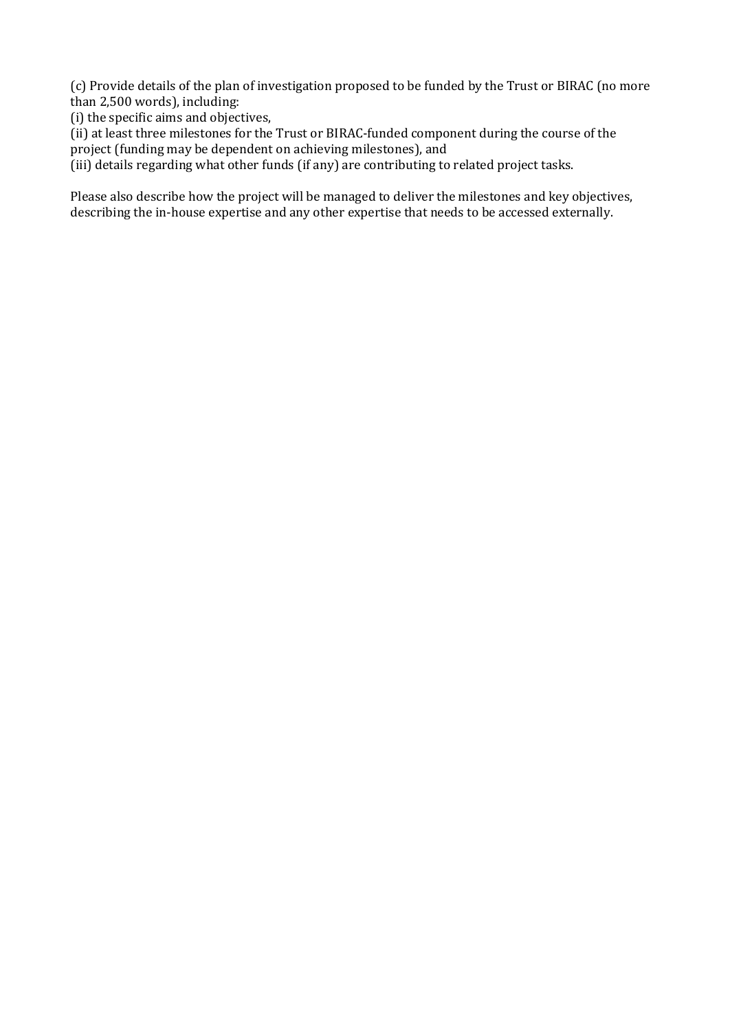(c) Provide details of the plan of investigation proposed to be funded by the Trust or BIRAC (no more than 2,500 words), including:
(i) the specific aims and objectives,
(ii) at least three milestones for the Trust or BIRAC-funded component during the course of the project (funding may be dependent on achieving milestones), and
(iii) details regarding what other funds (if any) are contributing to related project tasks.

Please also describe how the project will be managed to deliver the milestones and key objectives, describing the in-house expertise and any other expertise that needs to be accessed externally.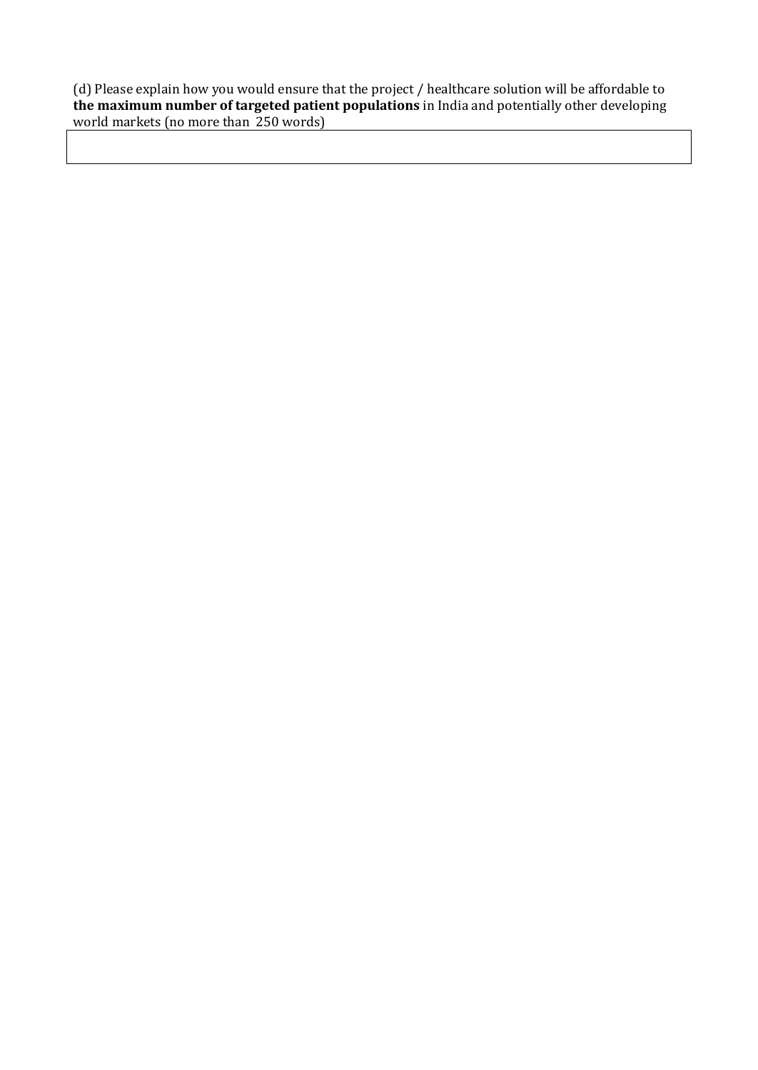(d) Please explain how you would ensure that the project / healthcare solution will be affordable to **the maximum number of targeted patient populations** in India and potentially other developing world markets (no more than 250 words)

| |
|---|
| |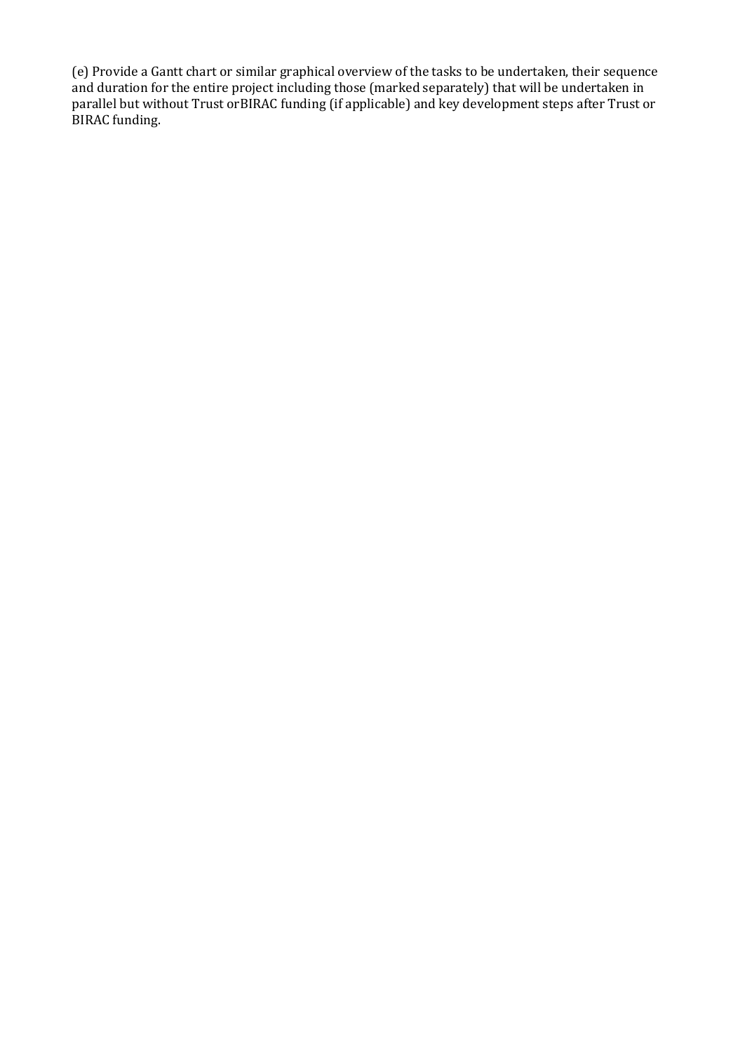(e) Provide a Gantt chart or similar graphical overview of the tasks to be undertaken, their sequence and duration for the entire project including those (marked separately) that will be undertaken in parallel but without Trust orBIRAC funding (if applicable) and key development steps after Trust or BIRAC funding.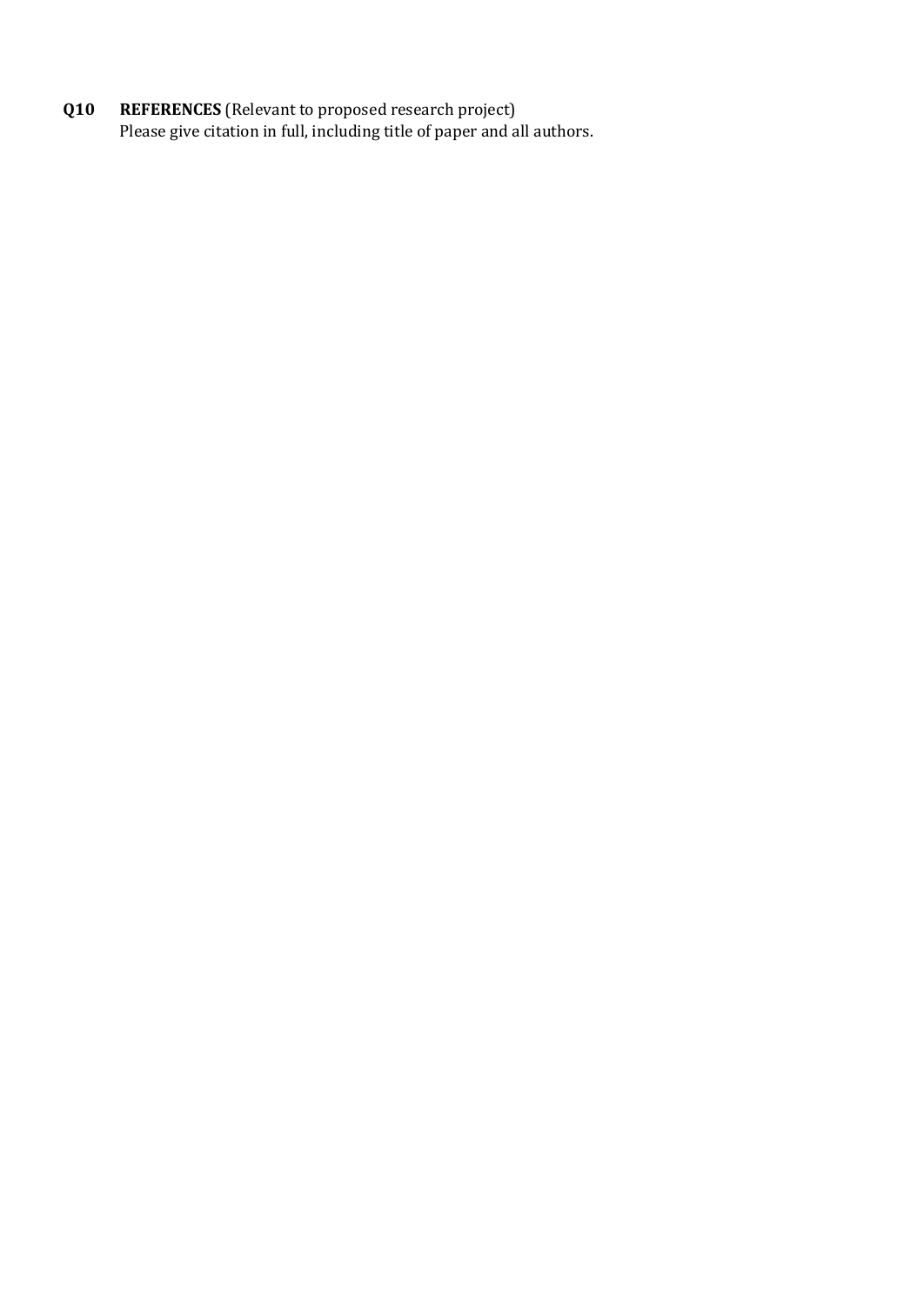**Q10** **REFERENCES** (Relevant to proposed research project)

Please give citation in full, including title of paper and all authors.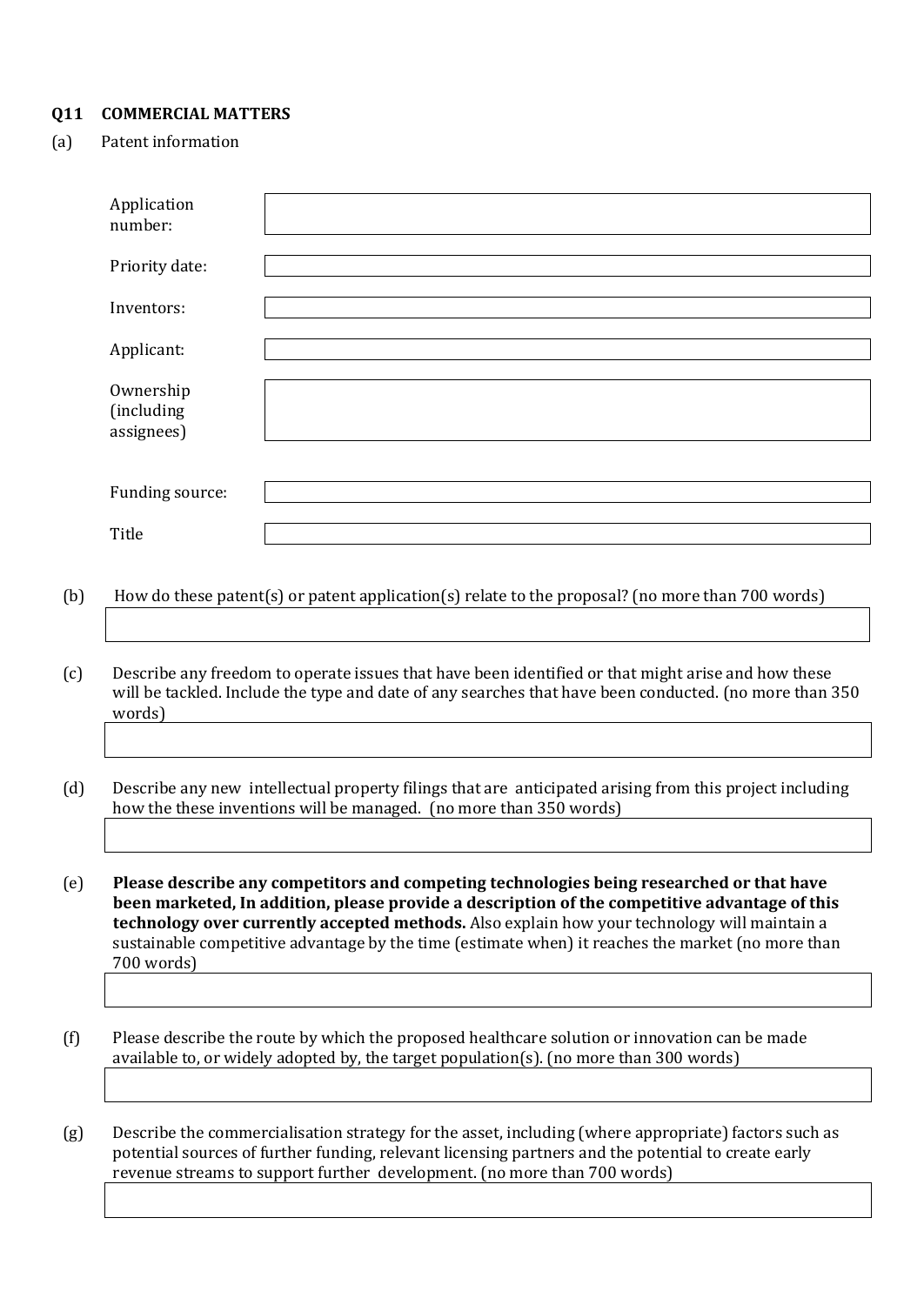**Q11 COMMERCIAL MATTERS**

(a) Patent information

| | |
|---|---|
| Application number: | |
| Priority date: | |
| Inventors: | |
| Applicant: | |
| Ownership (including assignees) | |
| Funding source: | |
| Title | |

(b) How do these patent(s) or patent application(s) relate to the proposal? (no more than 700 words)

(c) Describe any freedom to operate issues that have been identified or that might arise and how these will be tackled. Include the type and date of any searches that have been conducted. (no more than 350 words)

(d) Describe any new intellectual property filings that are anticipated arising from this project including how the these inventions will be managed. (no more than 350 words)

(e) **Please describe any competitors and competing technologies being researched or that have been marketed, In addition, please provide a description of the competitive advantage of this technology over currently accepted methods.** Also explain how your technology will maintain a sustainable competitive advantage by the time (estimate when) it reaches the market (no more than 700 words)

(f) Please describe the route by which the proposed healthcare solution or innovation can be made available to, or widely adopted by, the target population(s). (no more than 300 words)

(g) Describe the commercialisation strategy for the asset, including (where appropriate) factors such as potential sources of further funding, relevant licensing partners and the potential to create early revenue streams to support further development. (no more than 700 words)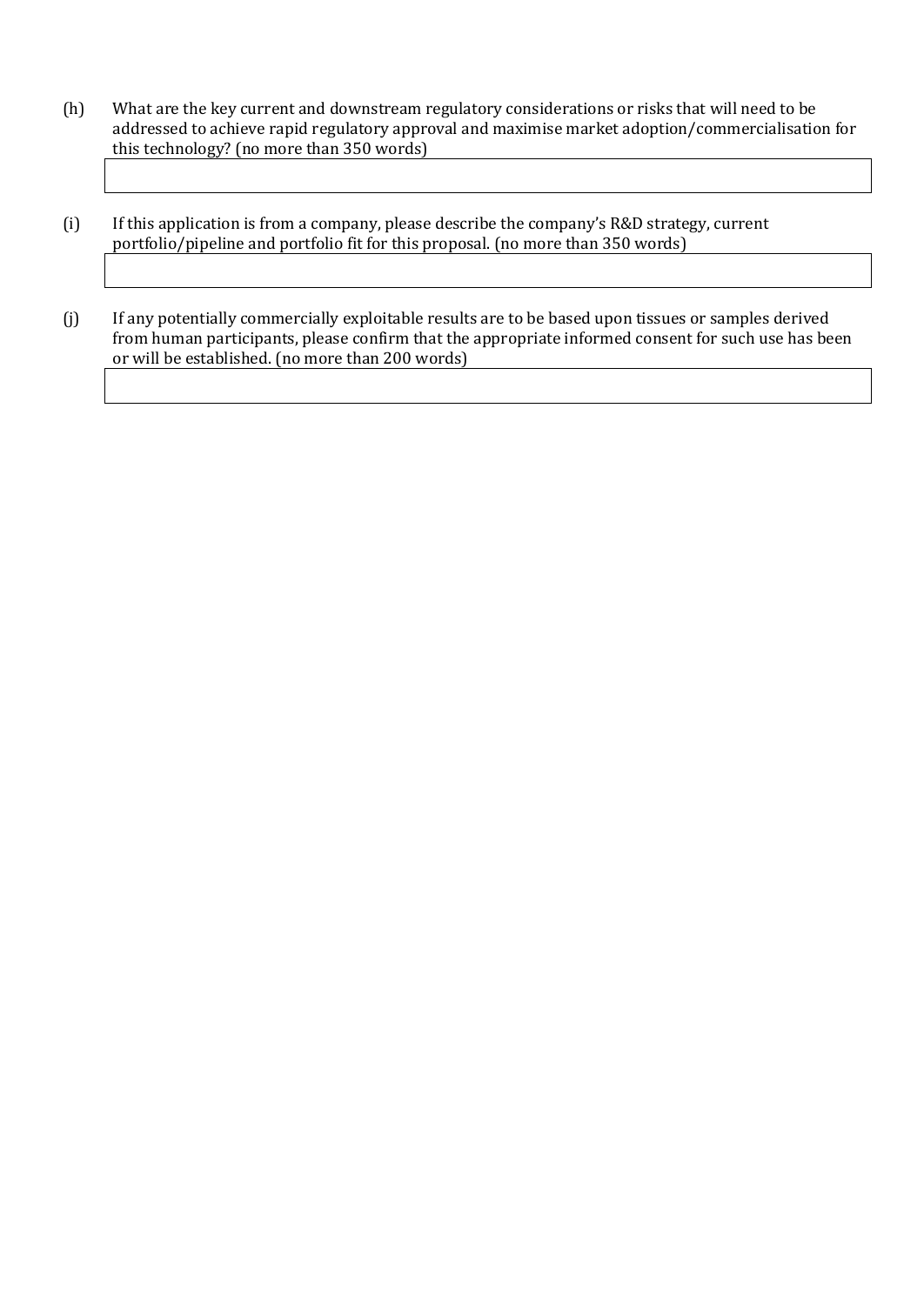(h) What are the key current and downstream regulatory considerations or risks that will need to be addressed to achieve rapid regulatory approval and maximise market adoption/commercialisation for this technology? (no more than 350 words)

|   |
|---|
|   |

(i) If this application is from a company, please describe the company's R&D strategy, current portfolio/pipeline and portfolio fit for this proposal. (no more than 350 words)

|   |
|---|
|   |

(j) If any potentially commercially exploitable results are to be based upon tissues or samples derived from human participants, please confirm that the appropriate informed consent for such use has been or will be established. (no more than 200 words)

|   |
|---|
|   |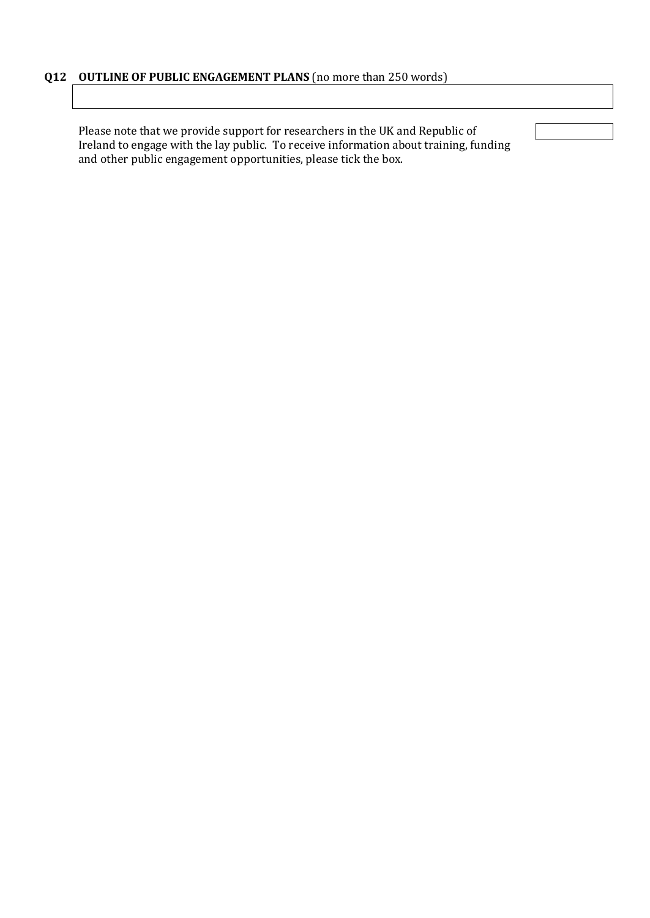**Q12 OUTLINE OF PUBLIC ENGAGEMENT PLANS** (no more than 250 words)

| |
|---|
| |

Please note that we provide support for researchers in the UK and Republic of Ireland to engage with the lay public. To receive information about training, funding and other public engagement opportunities, please tick the box.

| |
|---|
| |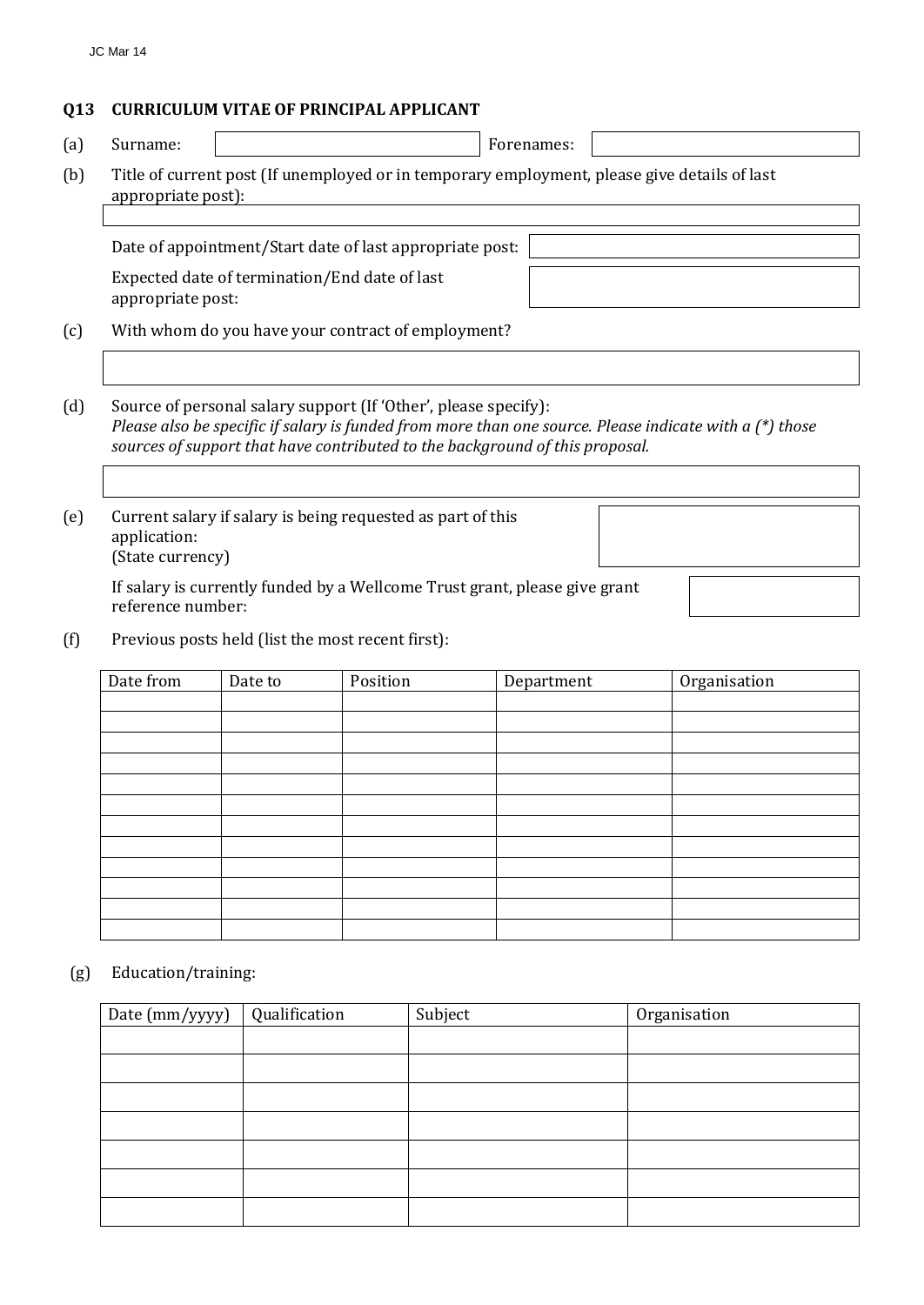## Q13 CURRICULUM VITAE OF PRINCIPAL APPLICANT

(a) Surname: Forenames:

(b) Title of current post (If unemployed or in temporary employment, please give details of last appropriate post):

Date of appointment/Start date of last appropriate post:

Expected date of termination/End date of last appropriate post:

(c) With whom do you have your contract of employment?

(d) Source of personal salary support (If 'Other', please specify):
*Please also be specific if salary is funded from more than one source. Please indicate with a (*) those sources of support that have contributed to the background of this proposal.*

(e) Current salary if salary is being requested as part of this application:
(State currency)

If salary is currently funded by a Wellcome Trust grant, please give grant reference number:

(f) Previous posts held (list the most recent first):

| Date from | Date to | Position | Department | Organisation |
|---|---|---|---|---|
| | | | | |
| | | | | |
| | | | | |
| | | | | |
| | | | | |
| | | | | |
| | | | | |
| | | | | |
| | | | | |
| | | | | |
| | | | | |
| | | | | |

(g) Education/training:

| Date (mm/yyyy) | Qualification | Subject | Organisation |
|---|---|---|---|
| | | | |
| | | | |
| | | | |
| | | | |
| | | | |
| | | | |
| | | | |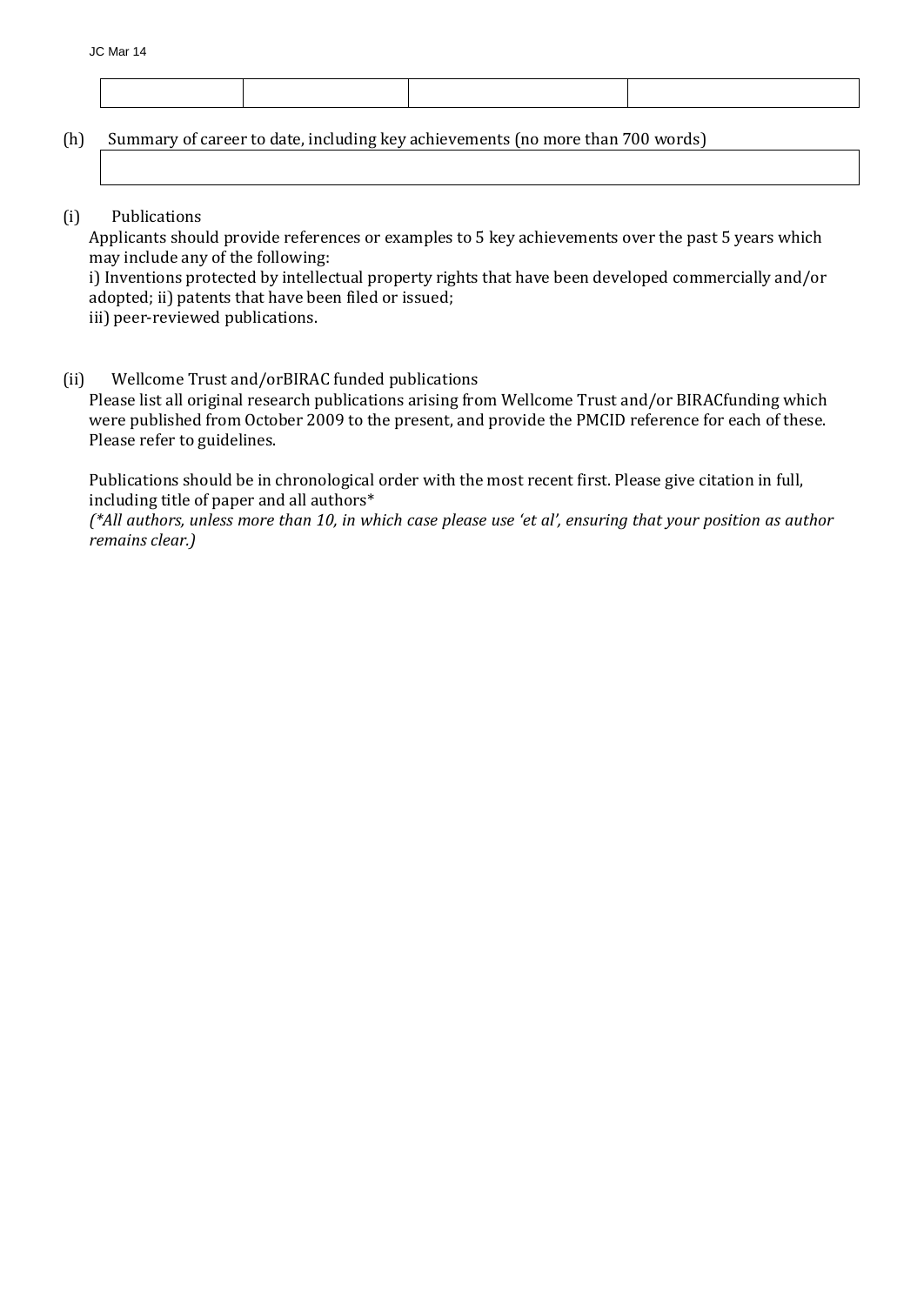| | | | |
|---|---|---|---|

(h) Summary of career to date, including key achievements (no more than 700 words)

| |
|---|

(i) Publications

Applicants should provide references or examples to 5 key achievements over the past 5 years which may include any of the following:

i) Inventions protected by intellectual property rights that have been developed commercially and/or adopted; ii) patents that have been filed or issued;

iii) peer-reviewed publications.

(ii) Wellcome Trust and/orBIRAC funded publications

Please list all original research publications arising from Wellcome Trust and/or BIRACfunding which were published from October 2009 to the present, and provide the PMCID reference for each of these. Please refer to guidelines.

Publications should be in chronological order with the most recent first. Please give citation in full, including title of paper and all authors*

*(*All authors, unless more than 10, in which case please use 'et al', ensuring that your position as author remains clear.)*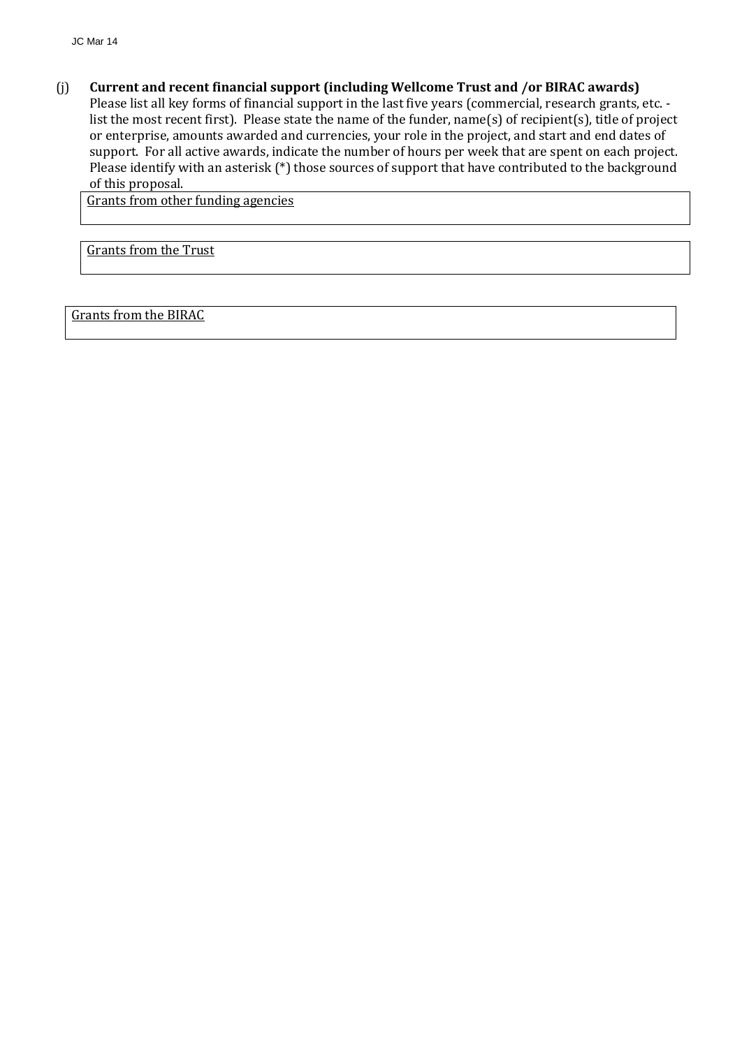(j) **Current and recent financial support (including Wellcome Trust and /or BIRAC awards)**

Please list all key forms of financial support in the last five years (commercial, research grants, etc. - list the most recent first). Please state the name of the funder, name(s) of recipient(s), title of project or enterprise, amounts awarded and currencies, your role in the project, and start and end dates of support. For all active awards, indicate the number of hours per week that are spent on each project. Please identify with an asterisk (*) those sources of support that have contributed to the background of this proposal.

| Grants from other funding agencies |
| --- |
| |

| Grants from the Trust |
| --- |
| |

| Grants from the BIRAC |
| --- |
| |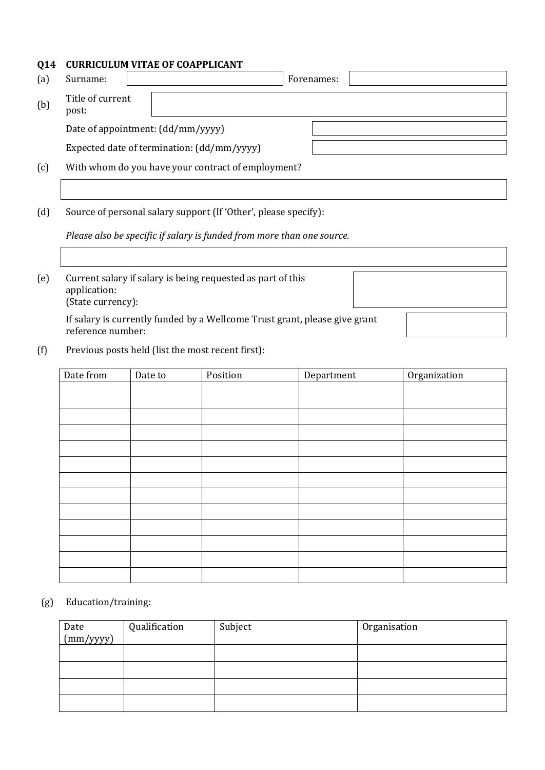**Q14 CURRICULUM VITAE OF COAPPLICANT**

(a) Surname: | Forenames:

(b) Title of current post:

Date of appointment: (dd/mm/yyyy)

Expected date of termination: (dd/mm/yyyy)

(c) With whom do you have your contract of employment?

(d) Source of personal salary support (If 'Other', please specify):

*Please also be specific if salary is funded from more than one source.*

(e) Current salary if salary is being requested as part of this application:
(State currency):

If salary is currently funded by a Wellcome Trust grant, please give grant reference number:

(f) Previous posts held (list the most recent first):

| Date from | Date to | Position | Department | Organization |
|---|---|---|---|---|
| | | | | |
| | | | | |
| | | | | |
| | | | | |
| | | | | |
| | | | | |
| | | | | |
| | | | | |
| | | | | |
| | | | | |
| | | | | |
| | | | | |
| | | | | |

(g) Education/training:

| Date (mm/yyyy) | Qualification | Subject | Organisation |
|---|---|---|---|
| | | | |
| | | | |
| | | | |
| | | | |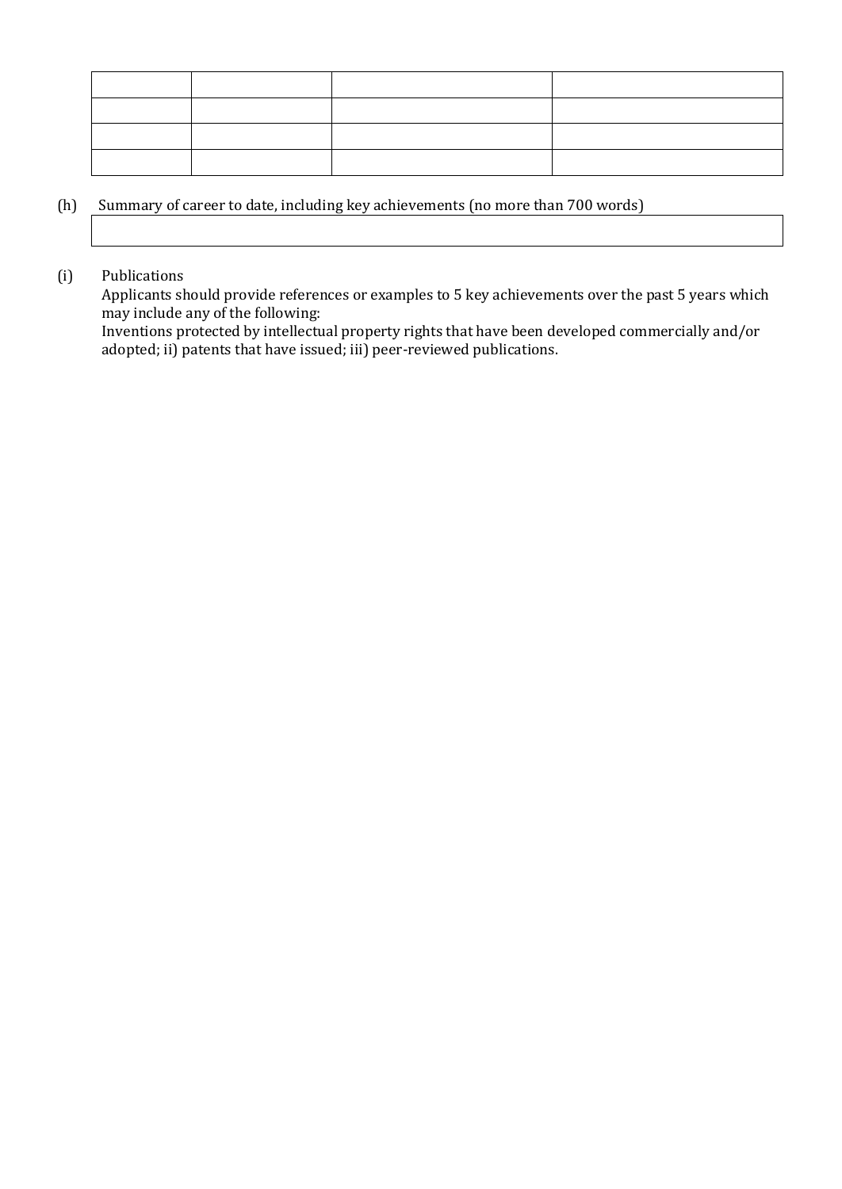| | | | |
|---|---|---|---|
| | | | |
| | | | |
| | | | |

(h) Summary of career to date, including key achievements (no more than 700 words)

| |
|---|

(i) Publications

Applicants should provide references or examples to 5 key achievements over the past 5 years which may include any of the following:

Inventions protected by intellectual property rights that have been developed commercially and/or adopted; ii) patents that have issued; iii) peer-reviewed publications.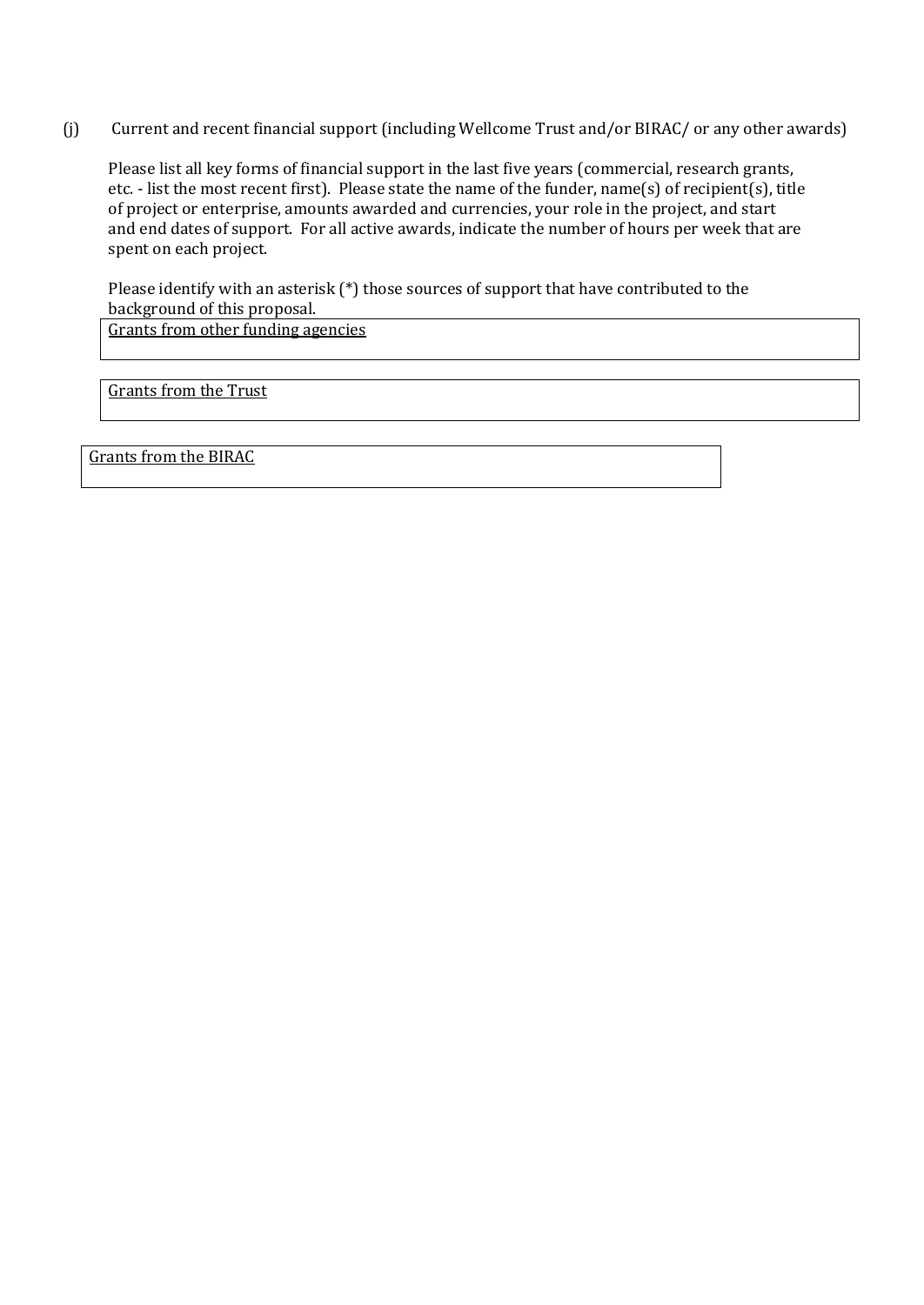(j) Current and recent financial support (including Wellcome Trust and/or BIRAC/ or any other awards)

Please list all key forms of financial support in the last five years (commercial, research grants, etc. - list the most recent first). Please state the name of the funder, name(s) of recipient(s), title of project or enterprise, amounts awarded and currencies, your role in the project, and start and end dates of support. For all active awards, indicate the number of hours per week that are spent on each project.

Please identify with an asterisk (*) those sources of support that have contributed to the background of this proposal.

| <u>Grants from other funding agencies</u> |
| --- |
| |

| <u>Grants from the Trust</u> |
| --- |
| |

| <u>Grants from the BIRAC</u> |
| --- |
| |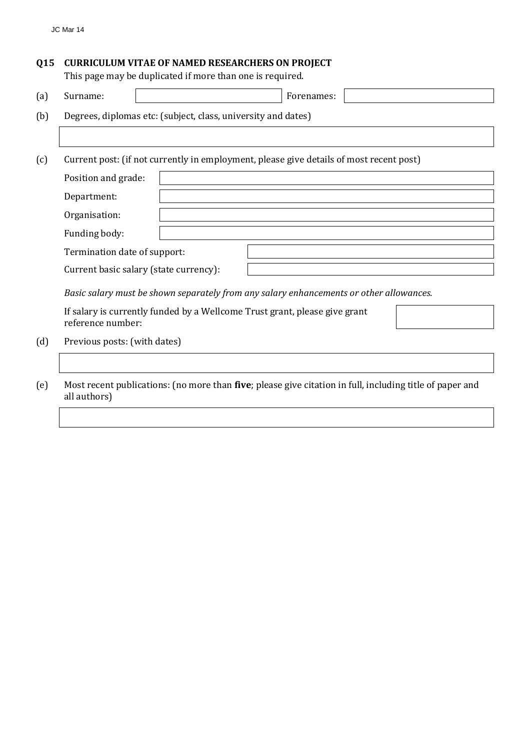## Q15 CURRICULUM VITAE OF NAMED RESEARCHERS ON PROJECT

This page may be duplicated if more than one is required.

(a) Surname: ______________ Forenames: ______________

(b) Degrees, diplomas etc: (subject, class, university and dates)

______________

(c) Current post: (if not currently in employment, please give details of most recent post)

Position and grade: ______________

Department: ______________

Organisation: ______________

Funding body: ______________

Termination date of support: ______________

Current basic salary (state currency): ______________

*Basic salary must be shown separately from any salary enhancements or other allowances.*

If salary is currently funded by a Wellcome Trust grant, please give grant reference number: ______________

(d) Previous posts: (with dates)

______________

(e) Most recent publications: (no more than **five**; please give citation in full, including title of paper and all authors)

______________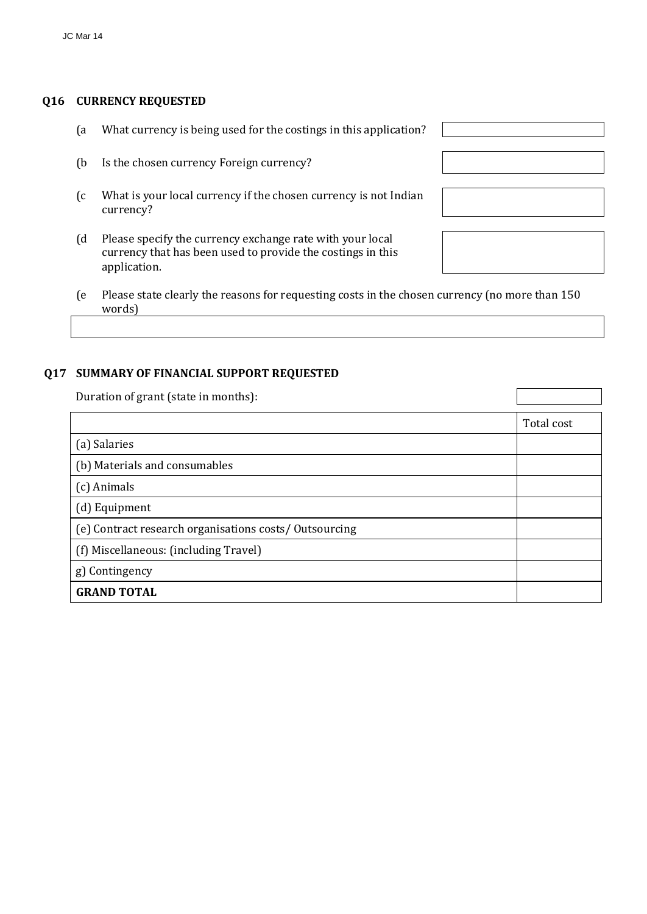## Q16 CURRENCY REQUESTED

(a What currency is being used for the costings in this application?

(b Is the chosen currency Foreign currency?

(c What is your local currency if the chosen currency is not Indian currency?

(d Please specify the currency exchange rate with your local currency that has been used to provide the costings in this application.

(e Please state clearly the reasons for requesting costs in the chosen currency (no more than 150 words)

## Q17 SUMMARY OF FINANCIAL SUPPORT REQUESTED

Duration of grant (state in months):

| | Total cost |
|---|---|
| (a) Salaries | |
| (b) Materials and consumables | |
| (c) Animals | |
| (d) Equipment | |
| (e) Contract research organisations costs/ Outsourcing | |
| (f) Miscellaneous: (including Travel) | |
| g) Contingency | |
| **GRAND TOTAL** | |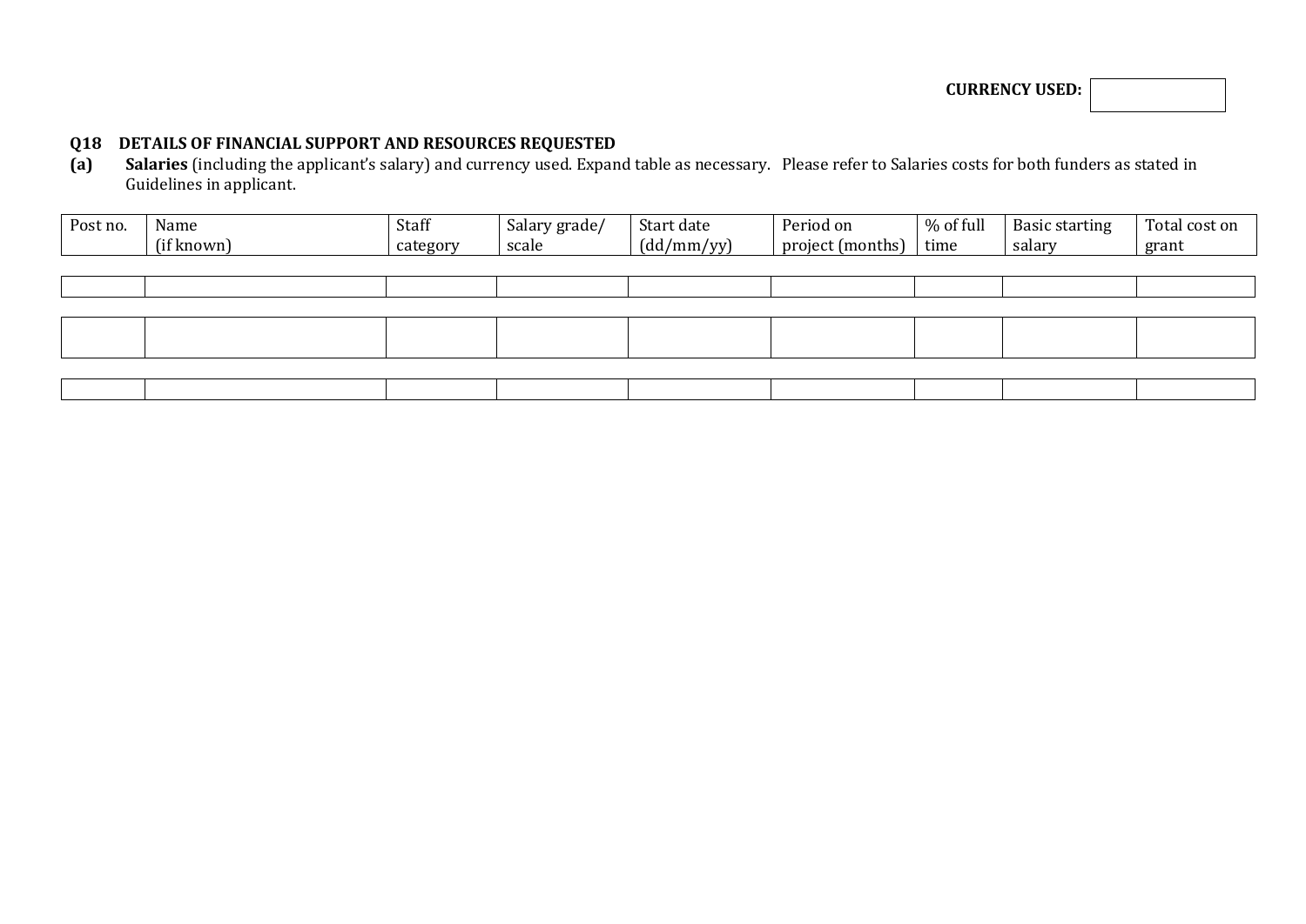**CURRENCY USED:**

**Q18 DETAILS OF FINANCIAL SUPPORT AND RESOURCES REQUESTED**

**(a)** **Salaries** (including the applicant's salary) and currency used. Expand table as necessary. Please refer to Salaries costs for both funders as stated in Guidelines in applicant.

| Post no. | Name (if known) | Staff category | Salary grade/ scale | Start date (dd/mm/yy) | Period on project (months) | % of full time | Basic starting salary | Total cost on grant |
|---|---|---|---|---|---|---|---|---|
| | | | | | | | | |
| | | | | | | | | |
| | | | | | | | | |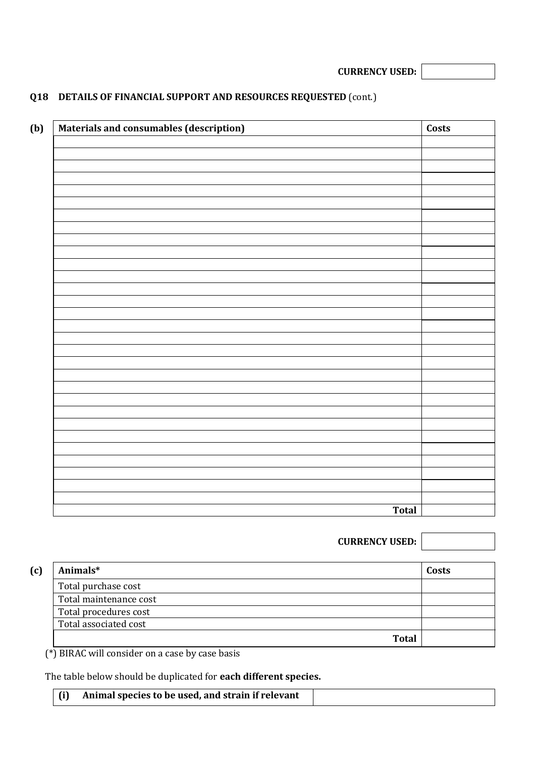**CURRENCY USED:** 

**Q18 DETAILS OF FINANCIAL SUPPORT AND RESOURCES REQUESTED** (cont.)

**(b)**

| **Materials and consumables (description)** | **Costs** |
|---|---|
| | |
| | |
| | |
| | |
| | |
| | |
| | |
| | |
| | |
| | |
| | |
| | |
| | |
| | |
| | |
| | |
| | |
| | |
| | |
| | |
| | |
| | |
| | |
| | |
| | |
| | |
| | |
| | |
| | |
| | |
| **Total** | |

**CURRENCY USED:** 

**(c)**

| **Animals*** | **Costs** |
|---|---|
| Total purchase cost | |
| Total maintenance cost | |
| Total procedures cost | |
| Total associated cost | |
| **Total** | |

(*) BIRAC will consider on a case by case basis

The table below should be duplicated for **each different species.**

| **(i) Animal species to be used, and strain if relevant** | |
|---|---|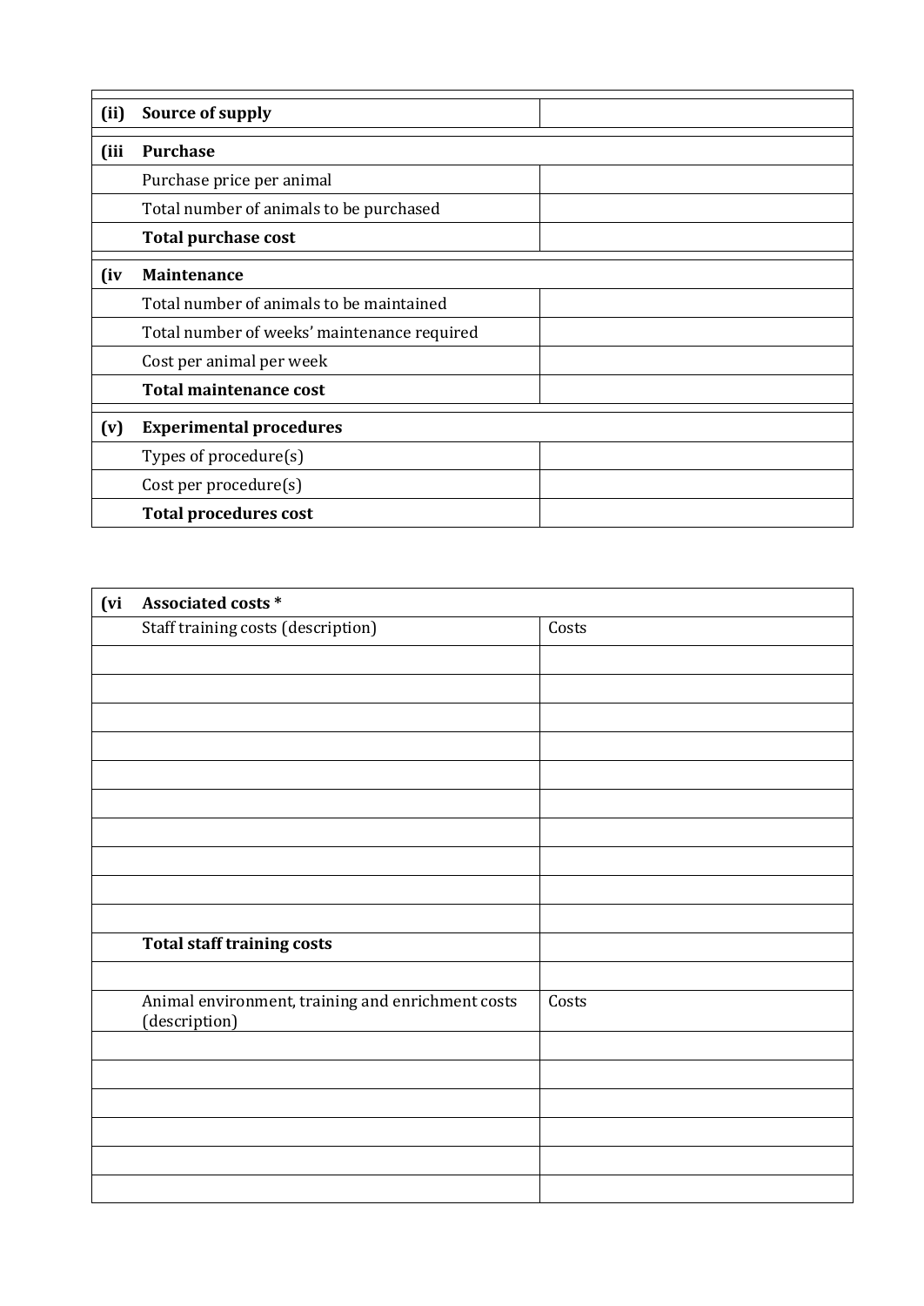| | | |
|---|---|---|
| **(ii)** | **Source of supply** | |
| **(iii** | **Purchase** | |
| | Purchase price per animal | |
| | Total number of animals to be purchased | |
| | **Total purchase cost** | |
| **(iv** | **Maintenance** | |
| | Total number of animals to be maintained | |
| | Total number of weeks' maintenance required | |
| | Cost per animal per week | |
| | **Total maintenance cost** | |
| **(v)** | **Experimental procedures** | |
| | Types of procedure(s) | |
| | Cost per procedure(s) | |
| | **Total procedures cost** | |

| | | |
|---|---|---|
| **(vi** | **Associated costs *** | |
| | Staff training costs (description) | Costs |
| | | |
| | | |
| | | |
| | | |
| | | |
| | | |
| | | |
| | | |
| | | |
| | | |
| | **Total staff training costs** | |
| | | |
| | Animal environment, training and enrichment costs (description) | Costs |
| | | |
| | | |
| | | |
| | | |
| | | |
| | | |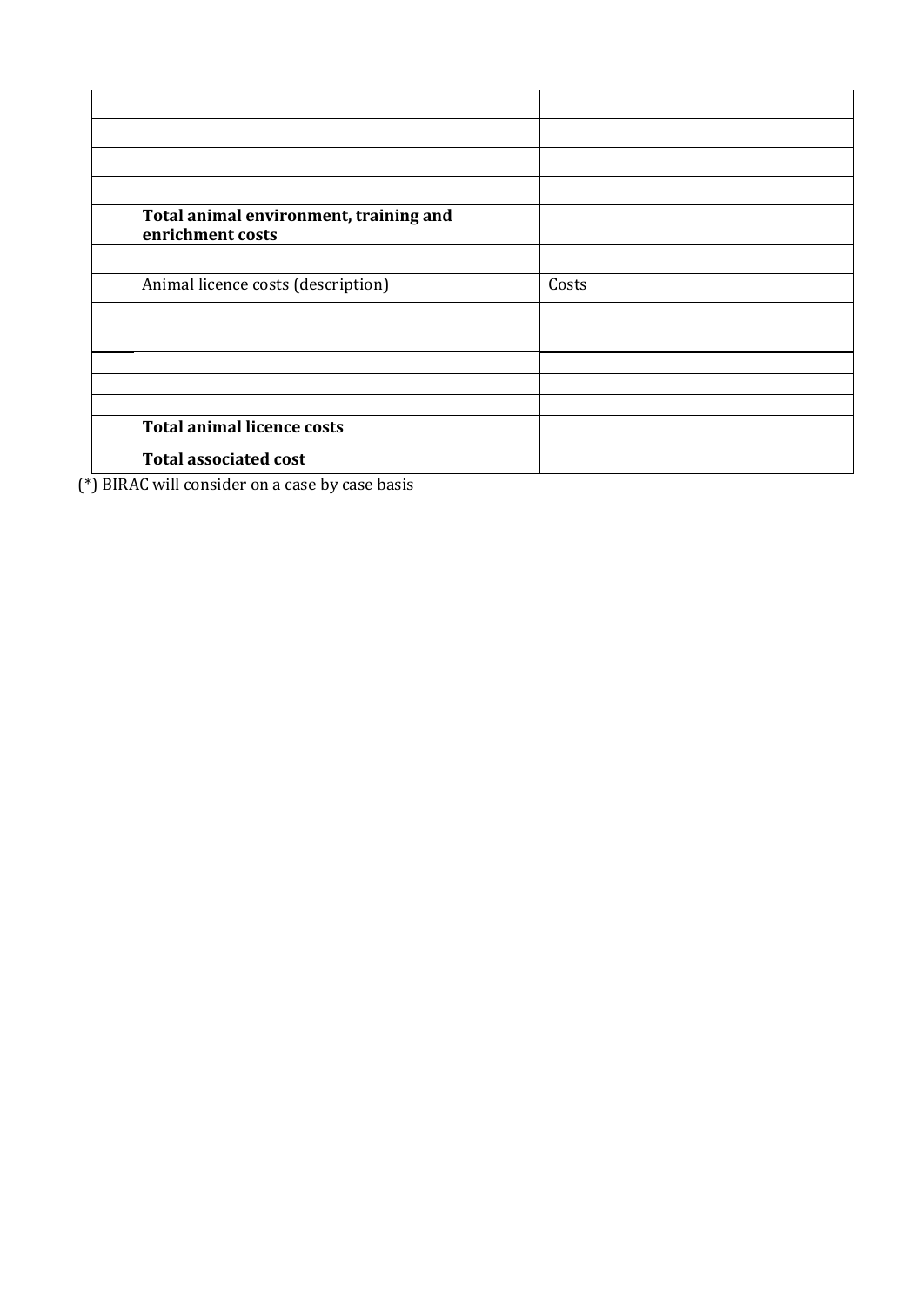| | |
|---|---|
| | |
| | |
| | |
| | |
| **Total animal environment, training and enrichment costs** | |
| | |
| Animal licence costs (description) | Costs |
| | |
| | |
| | |
| | |
| | |
| **Total animal licence costs** | |
| **Total associated cost** | |

(*) BIRAC will consider on a case by case basis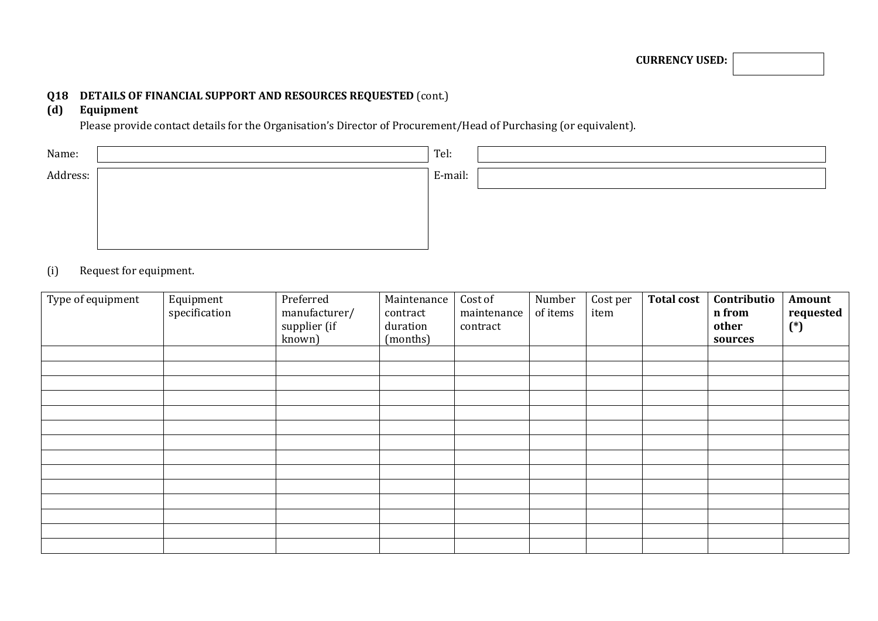**CURRENCY USED:**

| |
|---|

**Q18 DETAILS OF FINANCIAL SUPPORT AND RESOURCES REQUESTED** (cont.)

**(d) Equipment**

Please provide contact details for the Organisation's Director of Procurement/Head of Purchasing (or equivalent).

| | | | |
|---|---|---|---|
| Name: | | Tel: | |
| Address: | | E-mail: | |

(i) Request for equipment.

| Type of equipment | Equipment specification | Preferred manufacturer/ supplier (if known) | Maintenance contract duration (months) | Cost of maintenance contract | Number of items | Cost per item | **Total cost** | **Contribution from other sources** | **Amount requested (*)** |
|---|---|---|---|---|---|---|---|---|---|
| | | | | | | | | | |
| | | | | | | | | | |
| | | | | | | | | | |
| | | | | | | | | | |
| | | | | | | | | | |
| | | | | | | | | | |
| | | | | | | | | | |
| | | | | | | | | | |
| | | | | | | | | | |
| | | | | | | | | | |
| | | | | | | | | | |
| | | | | | | | | | |
| | | | | | | | | | |
| | | | | | | | | | |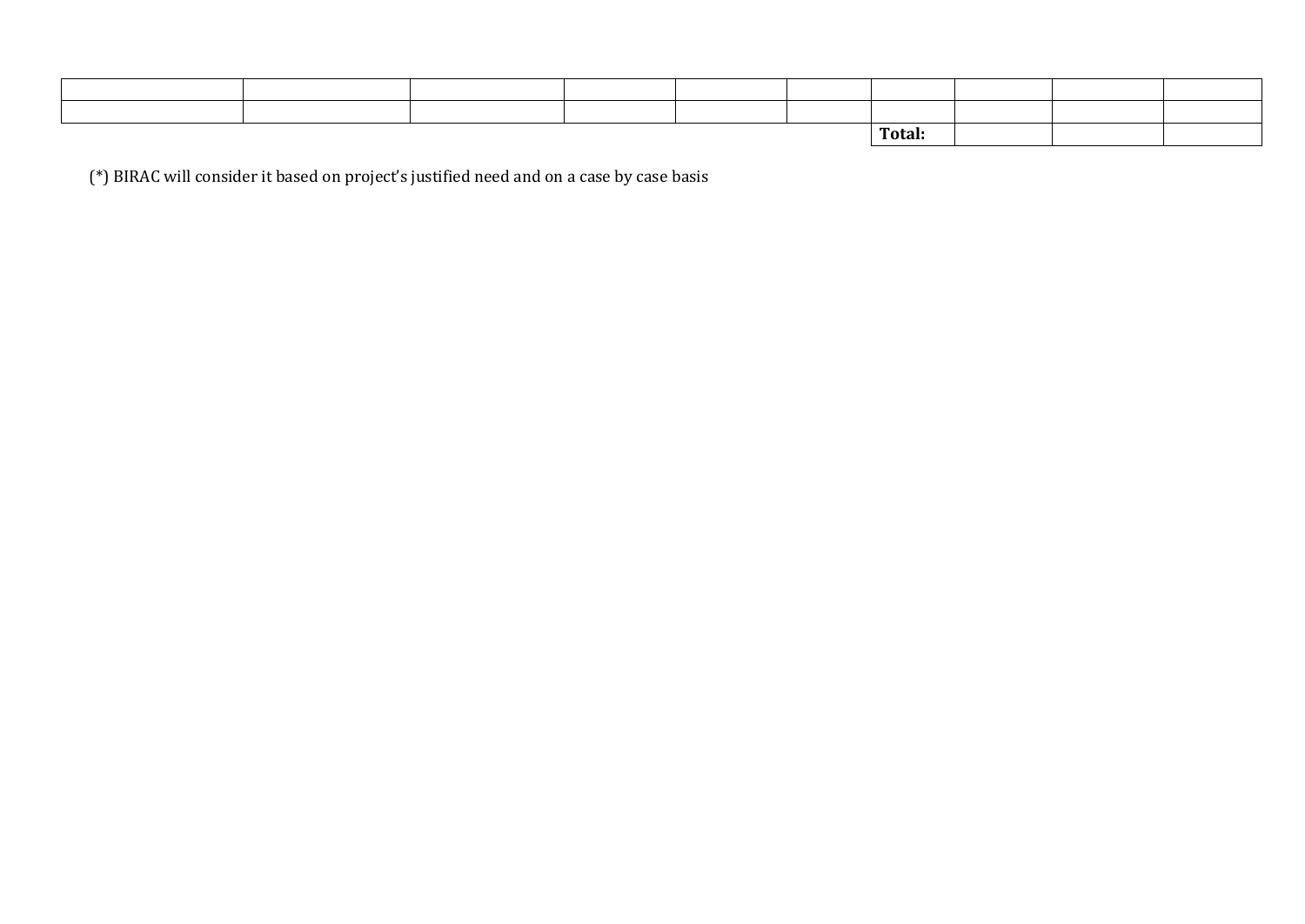| | | | | | | | | | |
|---|---|---|---|---|---|---|---|---|---|
| | | | | | | | | | |
| | | | | | | **Total:** | | | |

(*) BIRAC will consider it based on project's justified need and on a case by case basis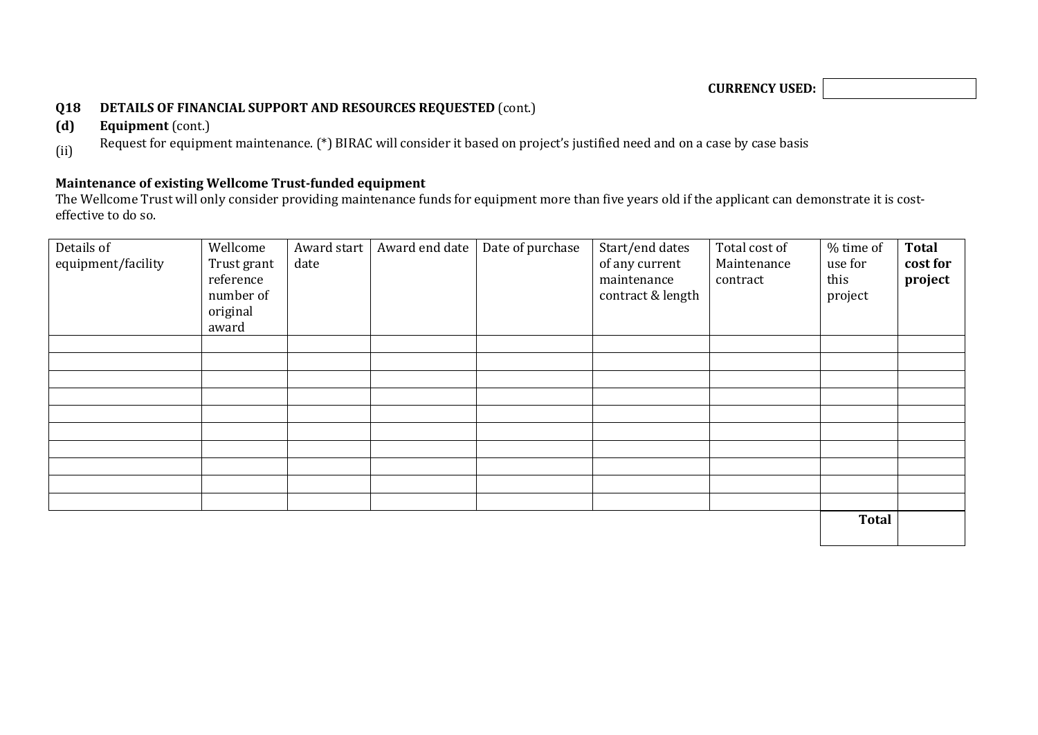**CURRENCY USED:** 

**Q18 DETAILS OF FINANCIAL SUPPORT AND RESOURCES REQUESTED** (cont.)

**(d) Equipment** (cont.)

(ii) Request for equipment maintenance. (*) BIRAC will consider it based on project's justified need and on a case by case basis

**Maintenance of existing Wellcome Trust-funded equipment**

The Wellcome Trust will only consider providing maintenance funds for equipment more than five years old if the applicant can demonstrate it is cost-effective to do so.

| Details of equipment/facility | Wellcome Trust grant reference number of original award | Award start date | Award end date | Date of purchase | Start/end dates of any current maintenance contract & length | Total cost of Maintenance contract | % time of use for this project | **Total cost for project** |
|---|---|---|---|---|---|---|---|---|
| | | | | | | | | |
| | | | | | | | | |
| | | | | | | | | |
| | | | | | | | | |
| | | | | | | | | |
| | | | | | | | | |
| | | | | | | | | |
| | | | | | | | | |
| | | | | | | | | |
| | | | | | | | | |
| | | | | | | | **Total** | |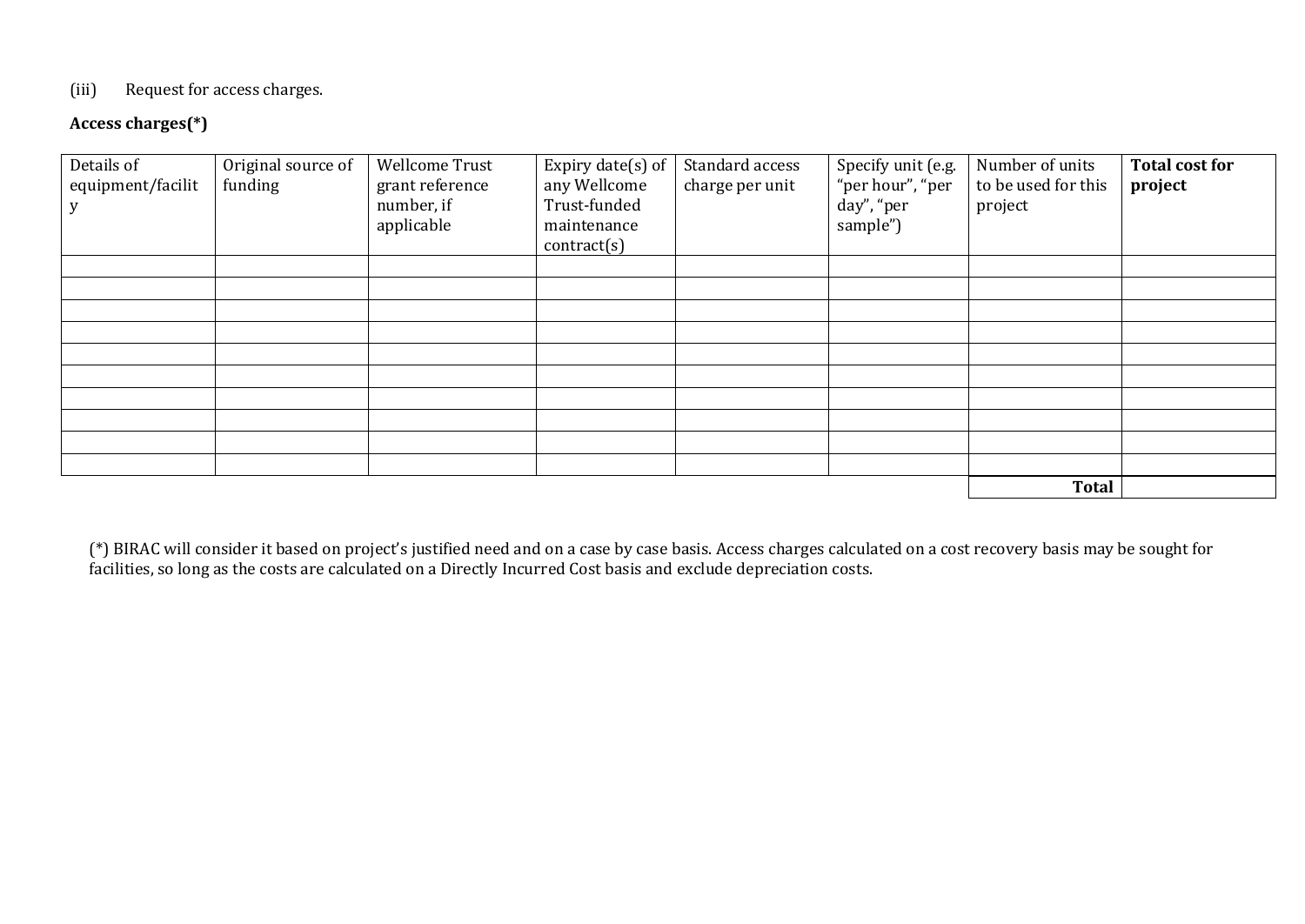(iii) Request for access charges.

**Access charges(*)**

| Details of equipment/facility | Original source of funding | Wellcome Trust grant reference number, if applicable | Expiry date(s) of any Wellcome Trust-funded maintenance contract(s) | Standard access charge per unit | Specify unit (e.g. "per hour", "per day", "per sample") | Number of units to be used for this project | **Total cost for project** |
|---|---|---|---|---|---|---|---|
| | | | | | | | |
| | | | | | | | |
| | | | | | | | |
| | | | | | | | |
| | | | | | | | |
| | | | | | | | |
| | | | | | | | |
| | | | | | | | |
| | | | | | | | |
| | | | | | | | |
| | | | | | | **Total** | |

(*) BIRAC will consider it based on project's justified need and on a case by case basis. Access charges calculated on a cost recovery basis may be sought for facilities, so long as the costs are calculated on a Directly Incurred Cost basis and exclude depreciation costs.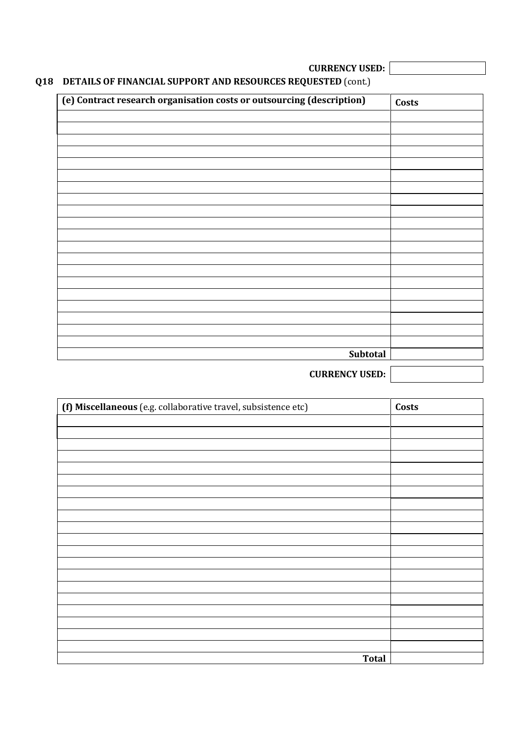**CURRENCY USED:**

**Q18 DETAILS OF FINANCIAL SUPPORT AND RESOURCES REQUESTED** (cont.)

| (e) Contract research organisation costs or outsourcing (description) | Costs |
| --- | --- |
| | |
| | |
| | |
| | |
| | |
| | |
| | |
| | |
| | |
| | |
| | |
| | |
| | |
| | |
| | |
| | |
| | |
| | |
| | |
| | |
| **Subtotal** | |

**CURRENCY USED:**

| **(f) Miscellaneous** (e.g. collaborative travel, subsistence etc) | Costs |
| --- | --- |
| | |
| | |
| | |
| | |
| | |
| | |
| | |
| | |
| | |
| | |
| | |
| | |
| | |
| | |
| | |
| | |
| | |
| | |
| | |
| | |
| **Total** | |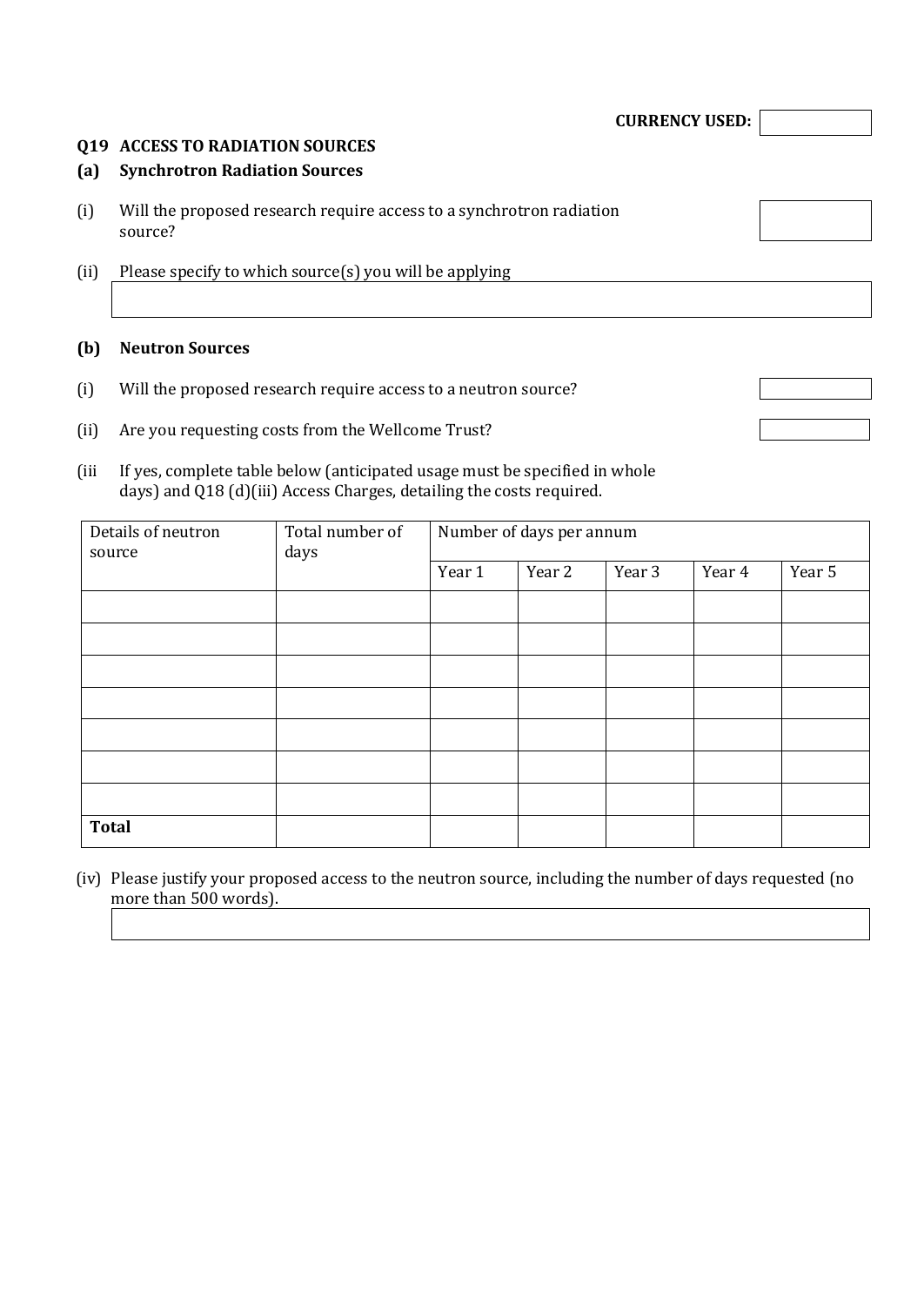**CURRENCY USED:**

## Q19 ACCESS TO RADIATION SOURCES

### (a) Synchrotron Radiation Sources

(i) Will the proposed research require access to a synchrotron radiation source?

(ii) Please specify to which source(s) you will be applying

### (b) Neutron Sources

(i) Will the proposed research require access to a neutron source?

(ii) Are you requesting costs from the Wellcome Trust?

(iii If yes, complete table below (anticipated usage must be specified in whole days) and Q18 (d)(iii) Access Charges, detailing the costs required.

| Details of neutron source | Total number of days | Number of days per annum | | | | |
|---|---|---|---|---|---|---|
| | | Year 1 | Year 2 | Year 3 | Year 4 | Year 5 |
| | | | | | | |
| | | | | | | |
| | | | | | | |
| | | | | | | |
| | | | | | | |
| | | | | | | |
| | | | | | | |
| **Total** | | | | | | |

(iv) Please justify your proposed access to the neutron source, including the number of days requested (no more than 500 words).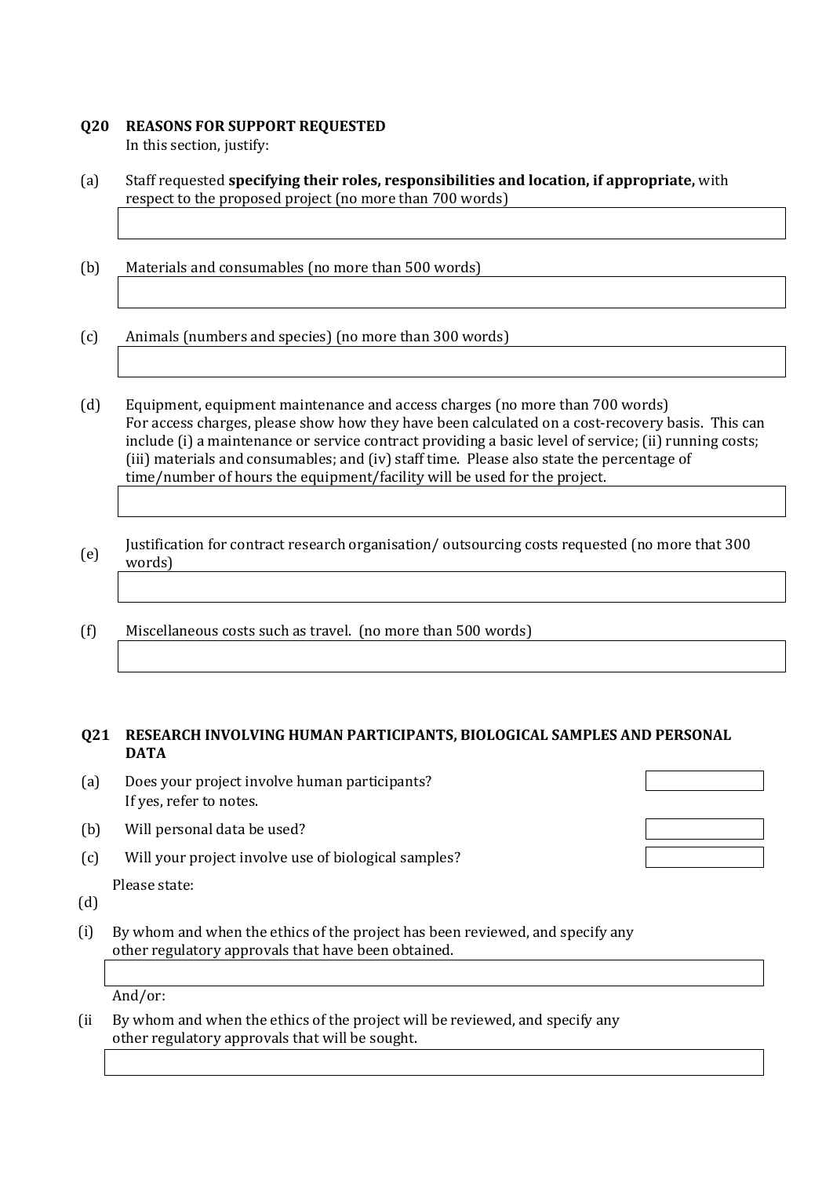## Q20 REASONS FOR SUPPORT REQUESTED

In this section, justify:

(a) Staff requested **specifying their roles, responsibilities and location, if appropriate,** with respect to the proposed project (no more than 700 words)

(b) Materials and consumables (no more than 500 words)

(c) Animals (numbers and species) (no more than 300 words)

(d) Equipment, equipment maintenance and access charges (no more than 700 words)
For access charges, please show how they have been calculated on a cost-recovery basis. This can include (i) a maintenance or service contract providing a basic level of service; (ii) running costs; (iii) materials and consumables; and (iv) staff time. Please also state the percentage of time/number of hours the equipment/facility will be used for the project.

(e) Justification for contract research organisation/ outsourcing costs requested (no more that 300 words)

(f) Miscellaneous costs such as travel. (no more than 500 words)

## Q21 RESEARCH INVOLVING HUMAN PARTICIPANTS, BIOLOGICAL SAMPLES AND PERSONAL DATA

(a) Does your project involve human participants?
If yes, refer to notes.

(b) Will personal data be used?

(c) Will your project involve use of biological samples?

(d) Please state:

(i) By whom and when the ethics of the project has been reviewed, and specify any other regulatory approvals that have been obtained.

And/or:

(ii By whom and when the ethics of the project will be reviewed, and specify any other regulatory approvals that will be sought.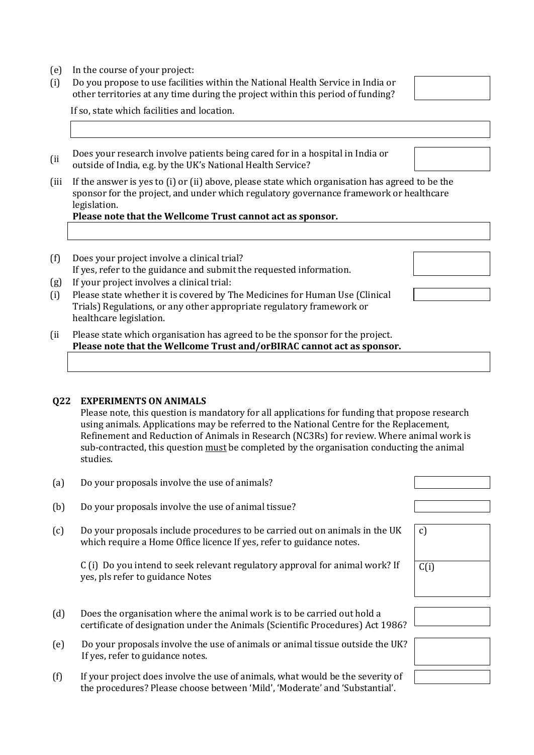(e) In the course of your project:

(i) Do you propose to use facilities within the National Health Service in India or other territories at any time during the project within this period of funding?

If so, state which facilities and location.

(ii Does your research involve patients being cared for in a hospital in India or outside of India, e.g. by the UK's National Health Service?

(iii If the answer is yes to (i) or (ii) above, please state which organisation has agreed to be the sponsor for the project, and under which regulatory governance framework or healthcare legislation.
**Please note that the Wellcome Trust cannot act as sponsor.**

(f) Does your project involve a clinical trial?
If yes, refer to the guidance and submit the requested information.

(g) If your project involves a clinical trial:

(i) Please state whether it is covered by The Medicines for Human Use (Clinical Trials) Regulations, or any other appropriate regulatory framework or healthcare legislation.

(ii Please state which organisation has agreed to be the sponsor for the project.
**Please note that the Wellcome Trust and/orBIRAC cannot act as sponsor.**

**Q22 EXPERIMENTS ON ANIMALS**

Please note, this question is mandatory for all applications for funding that propose research using animals. Applications may be referred to the National Centre for the Replacement, Refinement and Reduction of Animals in Research (NC3Rs) for review. Where animal work is sub-contracted, this question must be completed by the organisation conducting the animal studies.

(a) Do your proposals involve the use of animals?

(b) Do your proposals involve the use of animal tissue?

(c) Do your proposals include procedures to be carried out on animals in the UK which require a Home Office licence If yes, refer to guidance notes.

c)

C (i) Do you intend to seek relevant regulatory approval for animal work? If yes, pls refer to guidance Notes

C(i)

(d) Does the organisation where the animal work is to be carried out hold a certificate of designation under the Animals (Scientific Procedures) Act 1986?

(e) Do your proposals involve the use of animals or animal tissue outside the UK? If yes, refer to guidance notes.

(f) If your project does involve the use of animals, what would be the severity of the procedures? Please choose between 'Mild', 'Moderate' and 'Substantial'.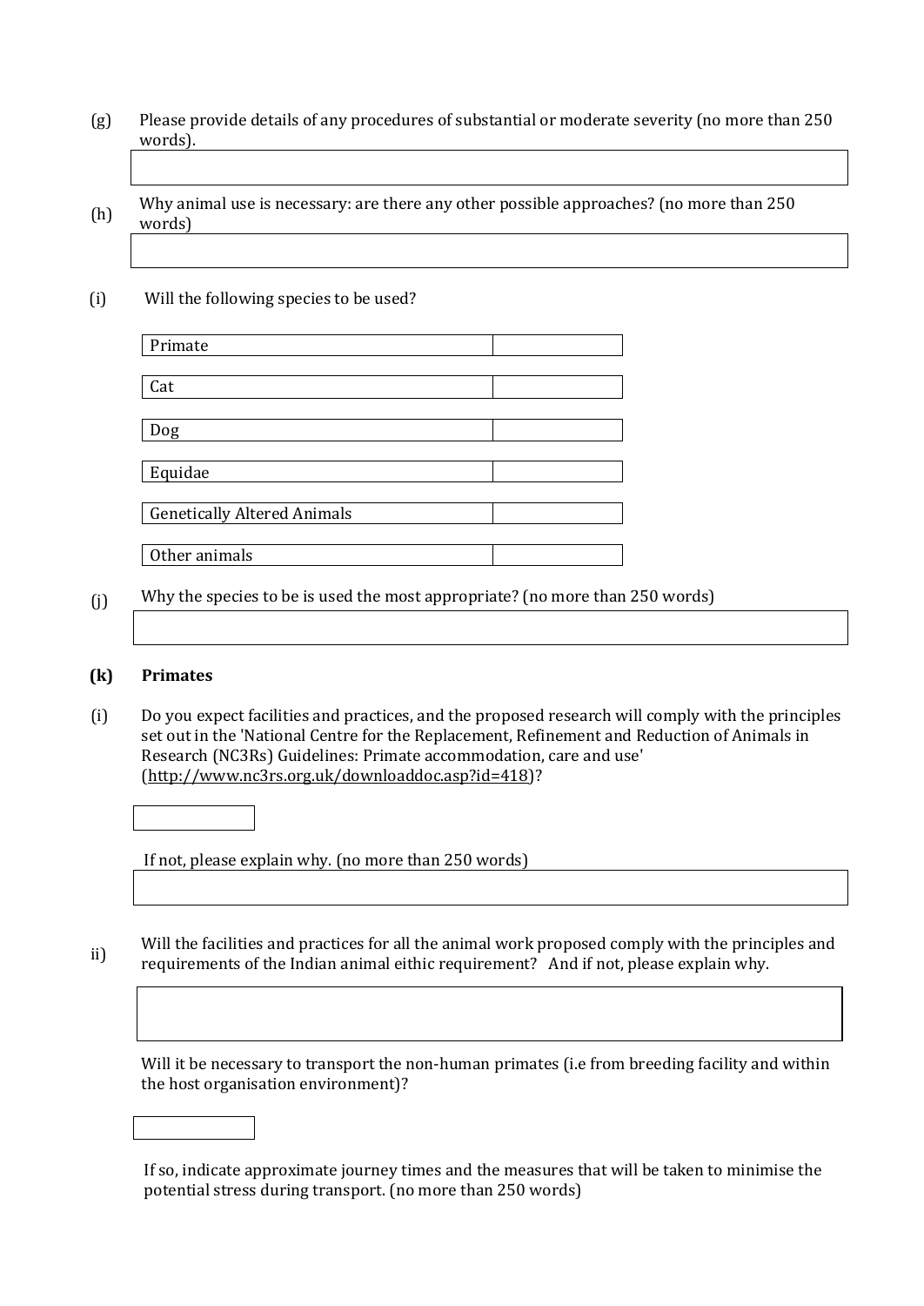(g) Please provide details of any procedures of substantial or moderate severity (no more than 250 words).

(h) Why animal use is necessary: are there any other possible approaches? (no more than 250 words)

(i) Will the following species to be used?

| Primate | |
|---|---|
| Cat | |
| Dog | |
| Equidae | |
| Genetically Altered Animals | |
| Other animals | |

(j) Why the species to be is used the most appropriate? (no more than 250 words)

**(k) Primates**

(i) Do you expect facilities and practices, and the proposed research will comply with the principles set out in the 'National Centre for the Replacement, Refinement and Reduction of Animals in Research (NC3Rs) Guidelines: Primate accommodation, care and use' (http://www.nc3rs.org.uk/downloaddoc.asp?id=418)?

If not, please explain why. (no more than 250 words)

ii) Will the facilities and practices for all the animal work proposed comply with the principles and requirements of the Indian animal eithic requirement? And if not, please explain why.

Will it be necessary to transport the non-human primates (i.e from breeding facility and within the host organisation environment)?

If so, indicate approximate journey times and the measures that will be taken to minimise the potential stress during transport. (no more than 250 words)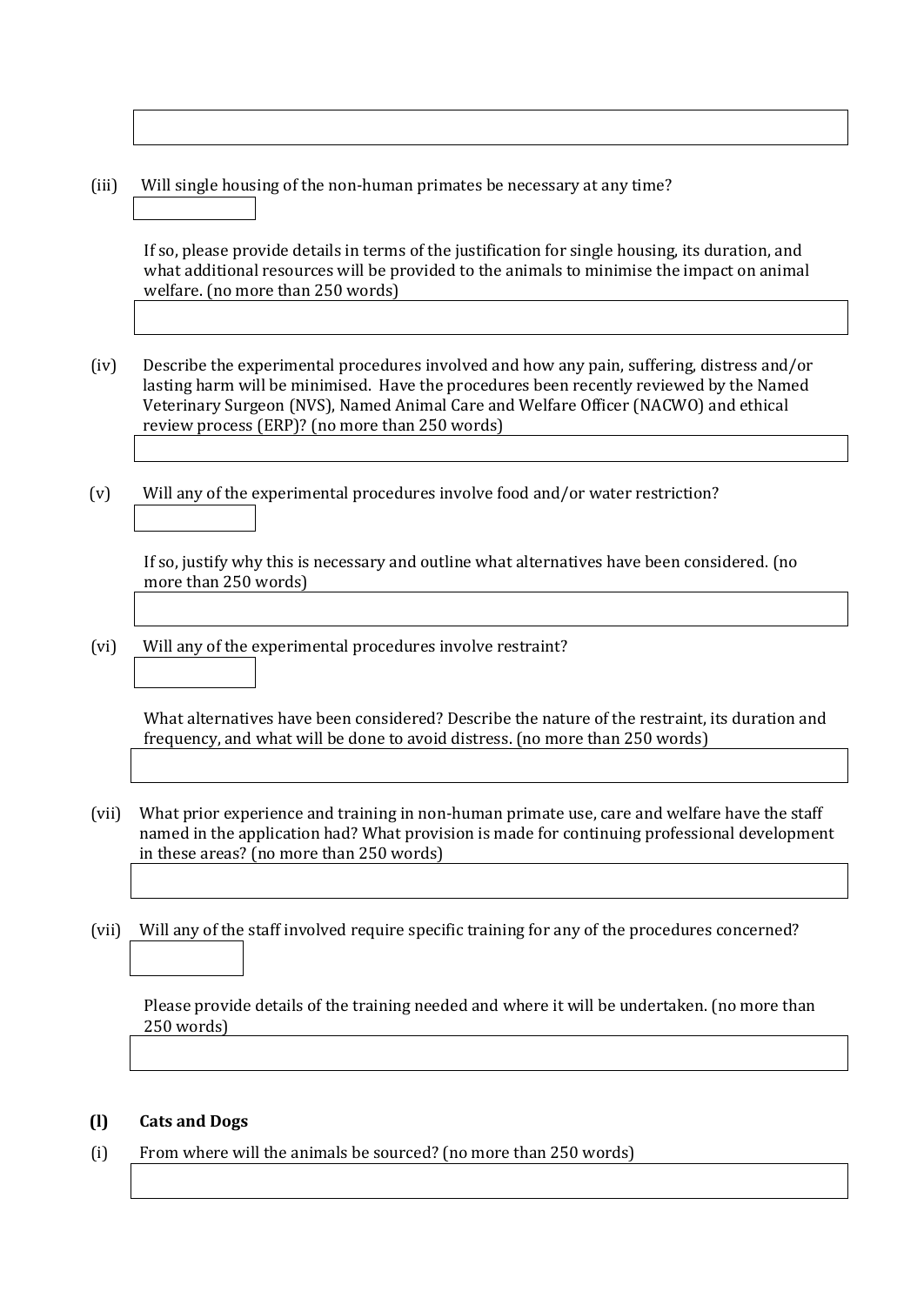(iii) Will single housing of the non-human primates be necessary at any time?

If so, please provide details in terms of the justification for single housing, its duration, and what additional resources will be provided to the animals to minimise the impact on animal welfare. (no more than 250 words)

(iv) Describe the experimental procedures involved and how any pain, suffering, distress and/or lasting harm will be minimised. Have the procedures been recently reviewed by the Named Veterinary Surgeon (NVS), Named Animal Care and Welfare Officer (NACWO) and ethical review process (ERP)? (no more than 250 words)

(v) Will any of the experimental procedures involve food and/or water restriction?

If so, justify why this is necessary and outline what alternatives have been considered. (no more than 250 words)

(vi) Will any of the experimental procedures involve restraint?

What alternatives have been considered? Describe the nature of the restraint, its duration and frequency, and what will be done to avoid distress. (no more than 250 words)

(vii) What prior experience and training in non-human primate use, care and welfare have the staff named in the application had? What provision is made for continuing professional development in these areas? (no more than 250 words)

(vii) Will any of the staff involved require specific training for any of the procedures concerned?

Please provide details of the training needed and where it will be undertaken. (no more than 250 words)

**(l) Cats and Dogs**

(i) From where will the animals be sourced? (no more than 250 words)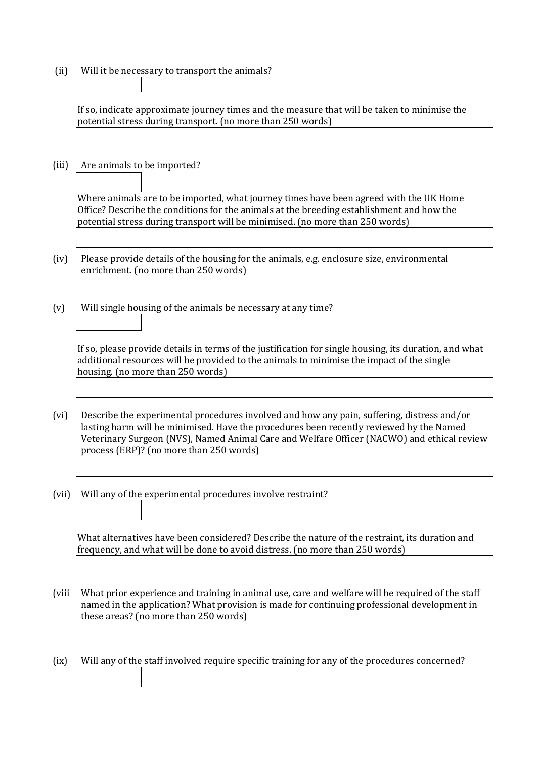(ii) Will it be necessary to transport the animals?

If so, indicate approximate journey times and the measure that will be taken to minimise the potential stress during transport. (no more than 250 words)

(iii) Are animals to be imported?

Where animals are to be imported, what journey times have been agreed with the UK Home Office? Describe the conditions for the animals at the breeding establishment and how the potential stress during transport will be minimised. (no more than 250 words)

(iv) Please provide details of the housing for the animals, e.g. enclosure size, environmental enrichment. (no more than 250 words)

(v) Will single housing of the animals be necessary at any time?

If so, please provide details in terms of the justification for single housing, its duration, and what additional resources will be provided to the animals to minimise the impact of the single housing. (no more than 250 words)

(vi) Describe the experimental procedures involved and how any pain, suffering, distress and/or lasting harm will be minimised. Have the procedures been recently reviewed by the Named Veterinary Surgeon (NVS), Named Animal Care and Welfare Officer (NACWO) and ethical review process (ERP)? (no more than 250 words)

(vii) Will any of the experimental procedures involve restraint?

What alternatives have been considered? Describe the nature of the restraint, its duration and frequency, and what will be done to avoid distress. (no more than 250 words)

(viii What prior experience and training in animal use, care and welfare will be required of the staff named in the application? What provision is made for continuing professional development in these areas? (no more than 250 words)

(ix) Will any of the staff involved require specific training for any of the procedures concerned?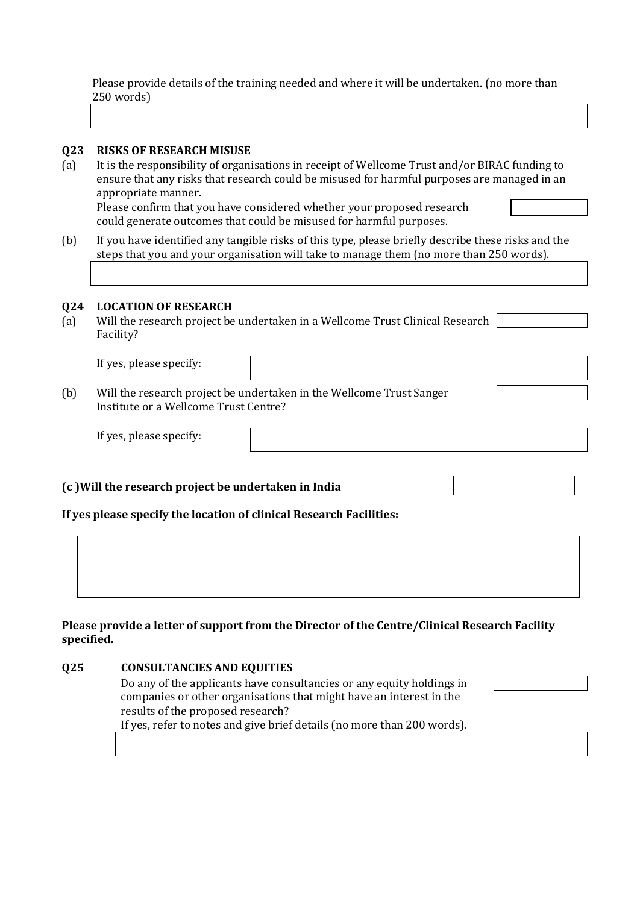Please provide details of the training needed and where it will be undertaken. (no more than 250 words)

**Q23 RISKS OF RESEARCH MISUSE**

(a) It is the responsibility of organisations in receipt of Wellcome Trust and/or BIRAC funding to ensure that any risks that research could be misused for harmful purposes are managed in an appropriate manner.
Please confirm that you have considered whether your proposed research could generate outcomes that could be misused for harmful purposes.

(b) If you have identified any tangible risks of this type, please briefly describe these risks and the steps that you and your organisation will take to manage them (no more than 250 words).

**Q24 LOCATION OF RESEARCH**

(a) Will the research project be undertaken in a Wellcome Trust Clinical Research Facility?

If yes, please specify:

(b) Will the research project be undertaken in the Wellcome Trust Sanger Institute or a Wellcome Trust Centre?

If yes, please specify:

**(c )Will the research project be undertaken in India**

**If yes please specify the location of clinical Research Facilities:**

**Please provide a letter of support from the Director of the Centre/Clinical Research Facility specified.**

**Q25 CONSULTANCIES AND EQUITIES**

Do any of the applicants have consultancies or any equity holdings in companies or other organisations that might have an interest in the results of the proposed research?
If yes, refer to notes and give brief details (no more than 200 words).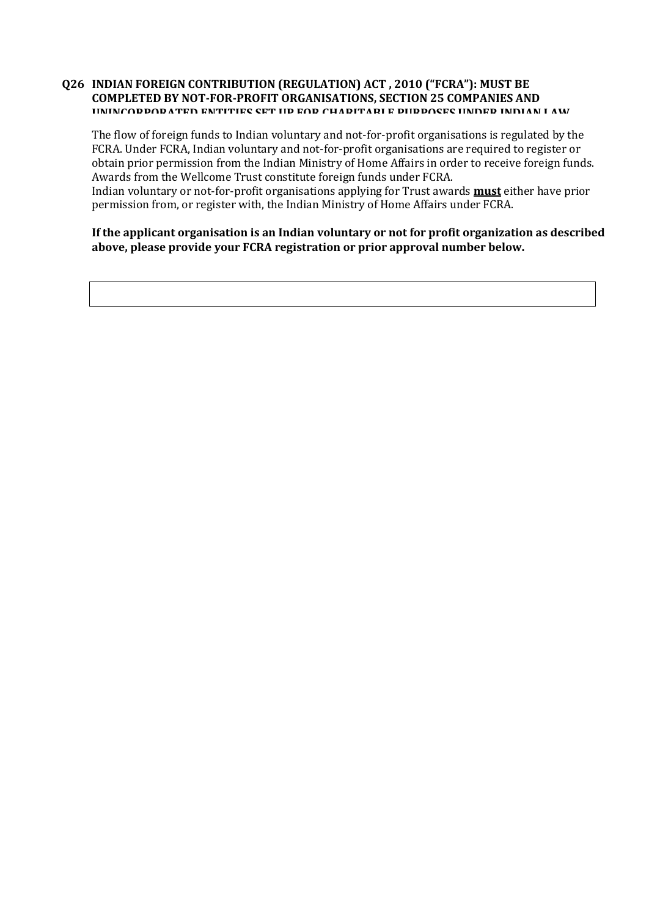## Q26 INDIAN FOREIGN CONTRIBUTION (REGULATION) ACT , 2010 ("FCRA"): MUST BE COMPLETED BY NOT-FOR-PROFIT ORGANISATIONS, SECTION 25 COMPANIES AND UNINCORPORATED ENTITIES SET UP FOR CHARITABLE PURPOSES UNDER INDIAN LAW

The flow of foreign funds to Indian voluntary and not-for-profit organisations is regulated by the FCRA. Under FCRA, Indian voluntary and not-for-profit organisations are required to register or obtain prior permission from the Indian Ministry of Home Affairs in order to receive foreign funds. Awards from the Wellcome Trust constitute foreign funds under FCRA.
Indian voluntary or not-for-profit organisations applying for Trust awards **must** either have prior permission from, or register with, the Indian Ministry of Home Affairs under FCRA.

**If the applicant organisation is an Indian voluntary or not for profit organization as described above, please provide your FCRA registration or prior approval number below.**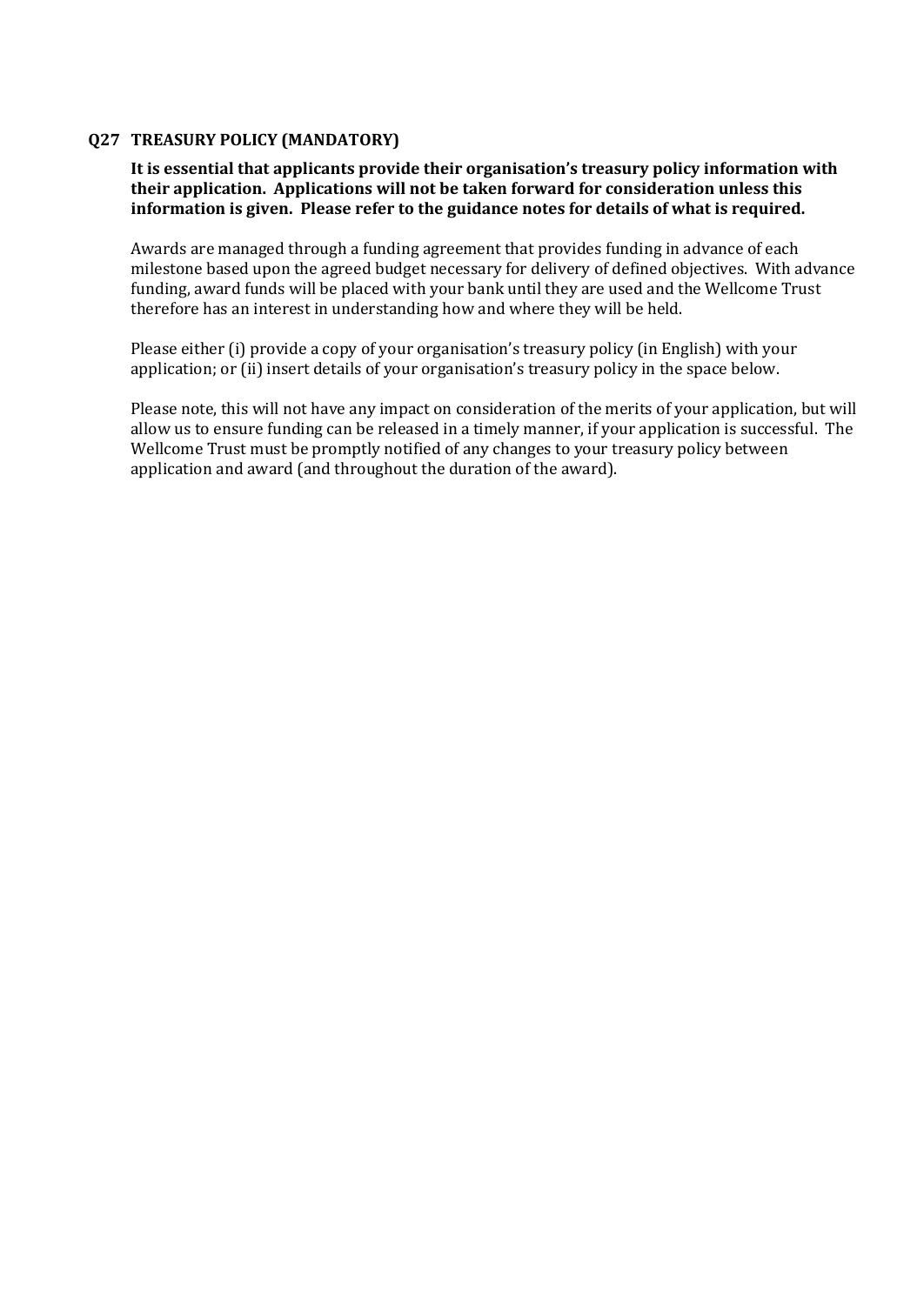### Q27 TREASURY POLICY (MANDATORY)

**It is essential that applicants provide their organisation's treasury policy information with their application. Applications will not be taken forward for consideration unless this information is given. Please refer to the guidance notes for details of what is required.**

Awards are managed through a funding agreement that provides funding in advance of each milestone based upon the agreed budget necessary for delivery of defined objectives. With advance funding, award funds will be placed with your bank until they are used and the Wellcome Trust therefore has an interest in understanding how and where they will be held.

Please either (i) provide a copy of your organisation's treasury policy (in English) with your application; or (ii) insert details of your organisation's treasury policy in the space below.

Please note, this will not have any impact on consideration of the merits of your application, but will allow us to ensure funding can be released in a timely manner, if your application is successful. The Wellcome Trust must be promptly notified of any changes to your treasury policy between application and award (and throughout the duration of the award).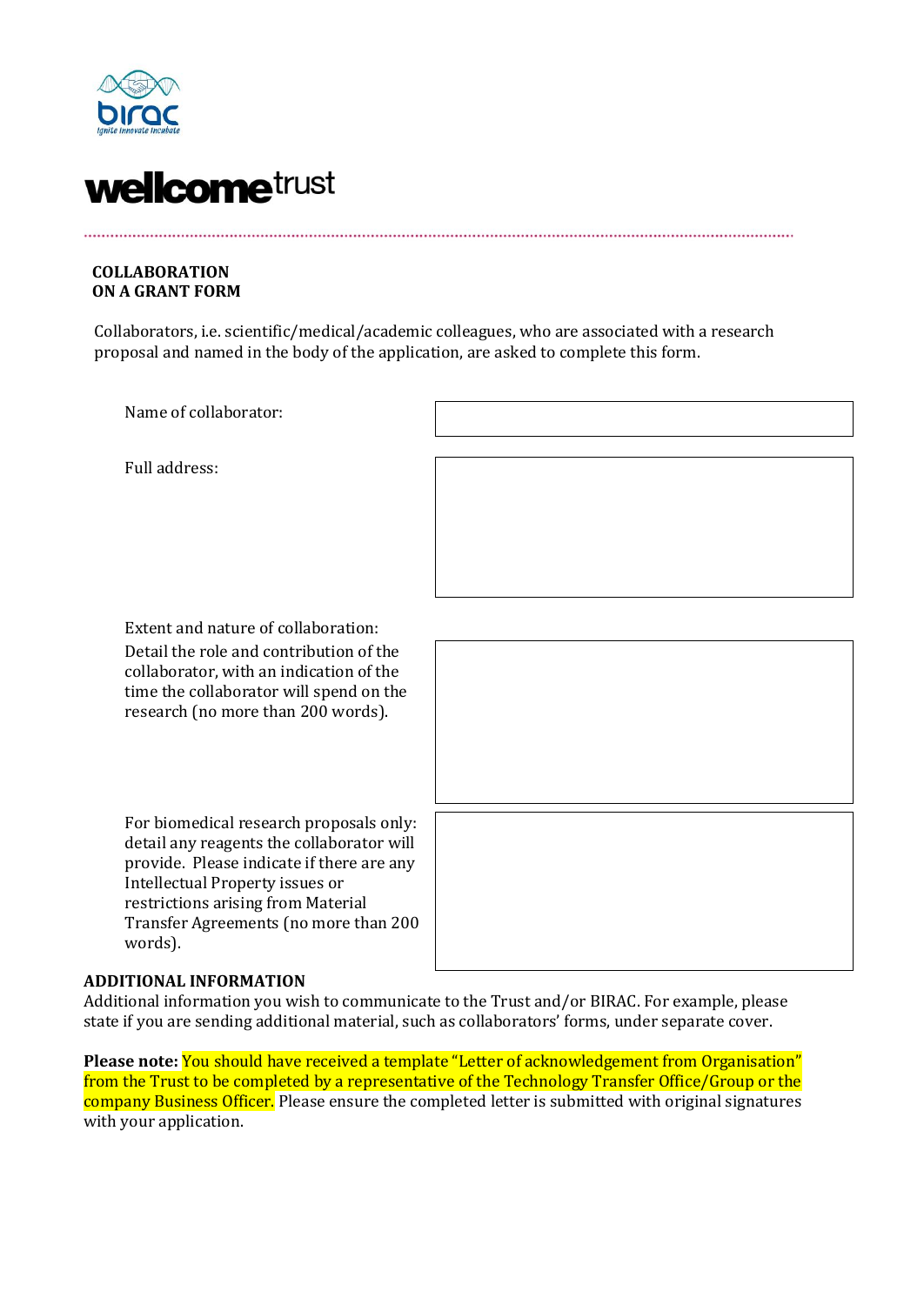**COLLABORATION ON A GRANT FORM**

Collaborators, i.e. scientific/medical/academic colleagues, who are associated with a research proposal and named in the body of the application, are asked to complete this form.

| | |
|---|---|
| Name of collaborator: | |
| Full address: | |
| Extent and nature of collaboration: Detail the role and contribution of the collaborator, with an indication of the time the collaborator will spend on the research (no more than 200 words). | |
| For biomedical research proposals only: detail any reagents the collaborator will provide. Please indicate if there are any Intellectual Property issues or restrictions arising from Material Transfer Agreements (no more than 200 words). | |

**ADDITIONAL INFORMATION**

Additional information you wish to communicate to the Trust and/or BIRAC. For example, please state if you are sending additional material, such as collaborators' forms, under separate cover.

**Please note:** You should have received a template "Letter of acknowledgement from Organisation" from the Trust to be completed by a representative of the Technology Transfer Office/Group or the company Business Officer. Please ensure the completed letter is submitted with original signatures with your application.